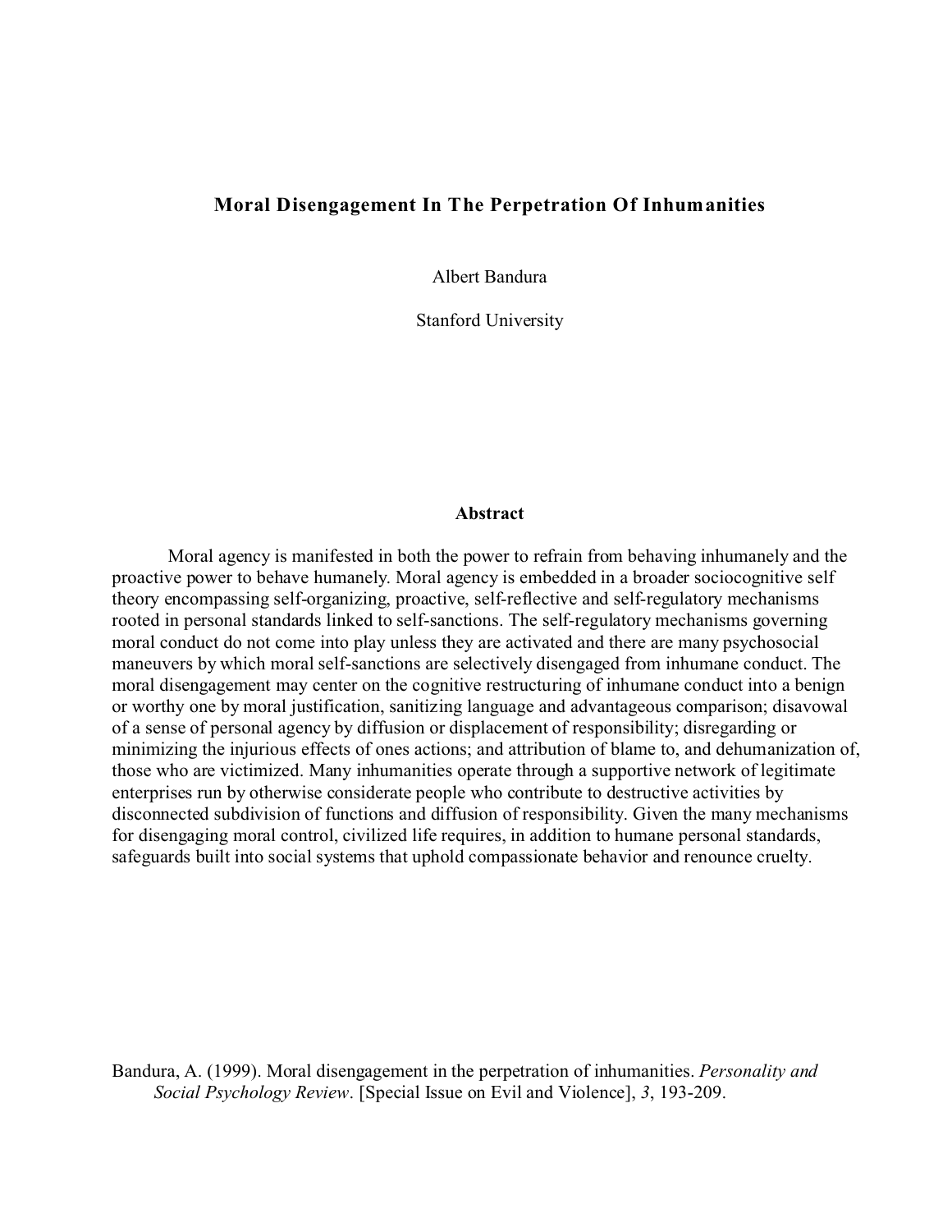# Moral Disengagement In The Perpetration Of Inhumanities

Albert Bandura

Stanford University

## Abstract

Moral agency is manifested in both the power to refrain from behaving inhumanely and the proactive power to behave humanely. Moral agency is embedded in a broader sociocognitive self theory encompassing self-organizing, proactive, self-reflective and self-regulatory mechanisms rooted in personal standards linked to self-sanctions. The self-regulatory mechanisms governing moral conduct do not come into play unless they are activated and there are many psychosocial maneuvers by which moral self-sanctions are selectively disengaged from inhumane conduct. The moral disengagement may center on the cognitive restructuring of inhumane conduct into a benign or worthy one by moral justification, sanitizing language and advantageous comparison; disavowal of a sense of personal agency by diffusion or displacement of responsibility; disregarding or minimizing the injurious effects of ones actions; and attribution of blame to, and dehumanization of, those who are victimized. Many inhumanities operate through a supportive network of legitimate enterprises run by otherwise considerate people who contribute to destructive activities by disconnected subdivision of functions and diffusion of responsibility. Given the many mechanisms for disengaging moral control, civilized life requires, in addition to humane personal standards, safeguards built into social systems that uphold compassionate behavior and renounce cruelty.

Bandura, A. (1999). Moral disengagement in the perpetration of inhumanities. *Personality and Social Psychology Review*. [Special Issue on Evil and Violence], *3*, 193-209.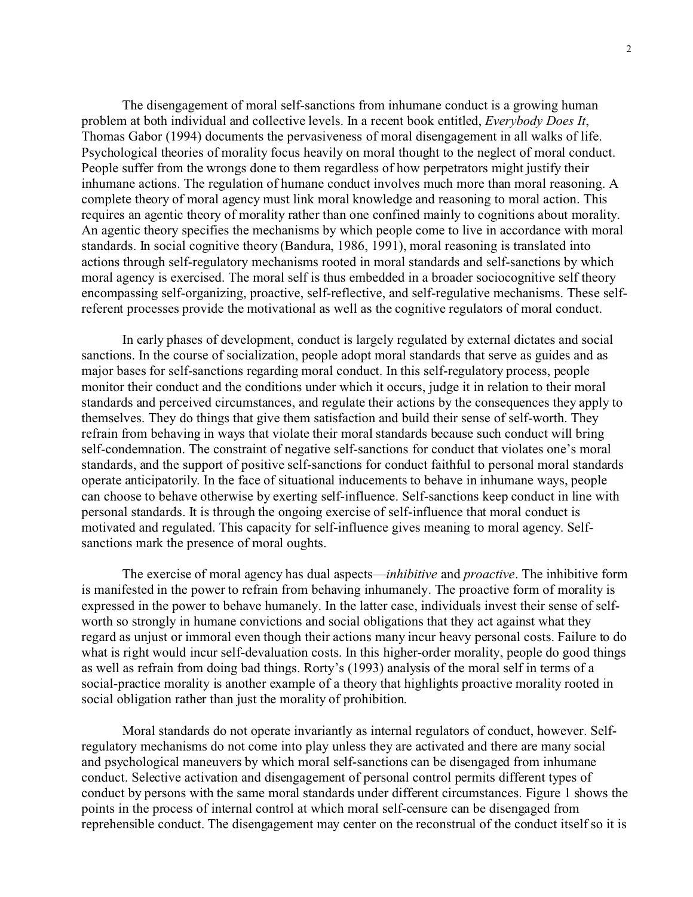The disengagement of moral self-sanctions from inhumane conduct is a growing human problem at both individual and collective levels. In a recent book entitled, *Everybody Does It*, Thomas Gabor (1994) documents the pervasiveness of moral disengagement in all walks of life. Psychological theories of morality focus heavily on moral thought to the neglect of moral conduct. People suffer from the wrongs done to them regardless of how perpetrators might justify their inhumane actions. The regulation of humane conduct involves much more than moral reasoning. A complete theory of moral agency must link moral knowledge and reasoning to moral action. This requires an agentic theory of morality rather than one confined mainly to cognitions about morality. An agentic theory specifies the mechanisms by which people come to live in accordance with moral standards. In social cognitive theory (Bandura, 1986, 1991), moral reasoning is translated into actions through self-regulatory mechanisms rooted in moral standards and self-sanctions by which moral agency is exercised. The moral self is thus embedded in a broader sociocognitive self theory encompassing self-organizing, proactive, self-reflective, and self-regulative mechanisms. These self-referent processes provide the motivational as well as the cognitive regulators of moral conduct.

In early phases of development, conduct is largely regulated by external dictates and social sanctions. In the course of socialization, people adopt moral standards that serve as guides and as major bases for self-sanctions regarding moral conduct. In this self-regulatory process, people monitor their conduct and the conditions under which it occurs, judge it in relation to their moral standards and perceived circumstances, and regulate their actions by the consequences they apply to themselves. They do things that give them satisfaction and build their sense of self-worth. They refrain from behaving in ways that violate their moral standards because such conduct will bring self-condemnation. The constraint of negative self-sanctions for conduct that violates one's moral standards, and the support of positive self-sanctions for conduct faithful to personal moral standards operate anticipatorily. In the face of situational inducements to behave in inhumane ways, people can choose to behave otherwise by exerting self-influence. Self-sanctions keep conduct in line with personal standards. It is through the ongoing exercise of self-influence that moral conduct is motivated and regulated. This capacity for self-influence gives meaning to moral agency. Self-sanctions mark the presence of moral oughts.

The exercise of moral agency has dual aspects—*inhibitive* and *proactive*. The inhibitive form is manifested in the power to refrain from behaving inhumanely. The proactive form of morality is expressed in the power to behave humanely. In the latter case, individuals invest their sense of self-worth so strongly in humane convictions and social obligations that they act against what they regard as unjust or immoral even though their actions many incur heavy personal costs. Failure to do what is right would incur self-devaluation costs. In this higher-order morality, people do good things as well as refrain from doing bad things. Rorty's (1993) analysis of the moral self in terms of a social-practice morality is another example of a theory that highlights proactive morality rooted in social obligation rather than just the morality of prohibition.

Moral standards do not operate invariantly as internal regulators of conduct, however. Self-regulatory mechanisms do not come into play unless they are activated and there are many social and psychological maneuvers by which moral self-sanctions can be disengaged from inhumane conduct. Selective activation and disengagement of personal control permits different types of conduct by persons with the same moral standards under different circumstances. Figure 1 shows the points in the process of internal control at which moral self-censure can be disengaged from reprehensible conduct. The disengagement may center on the reconstrual of the conduct itself so it is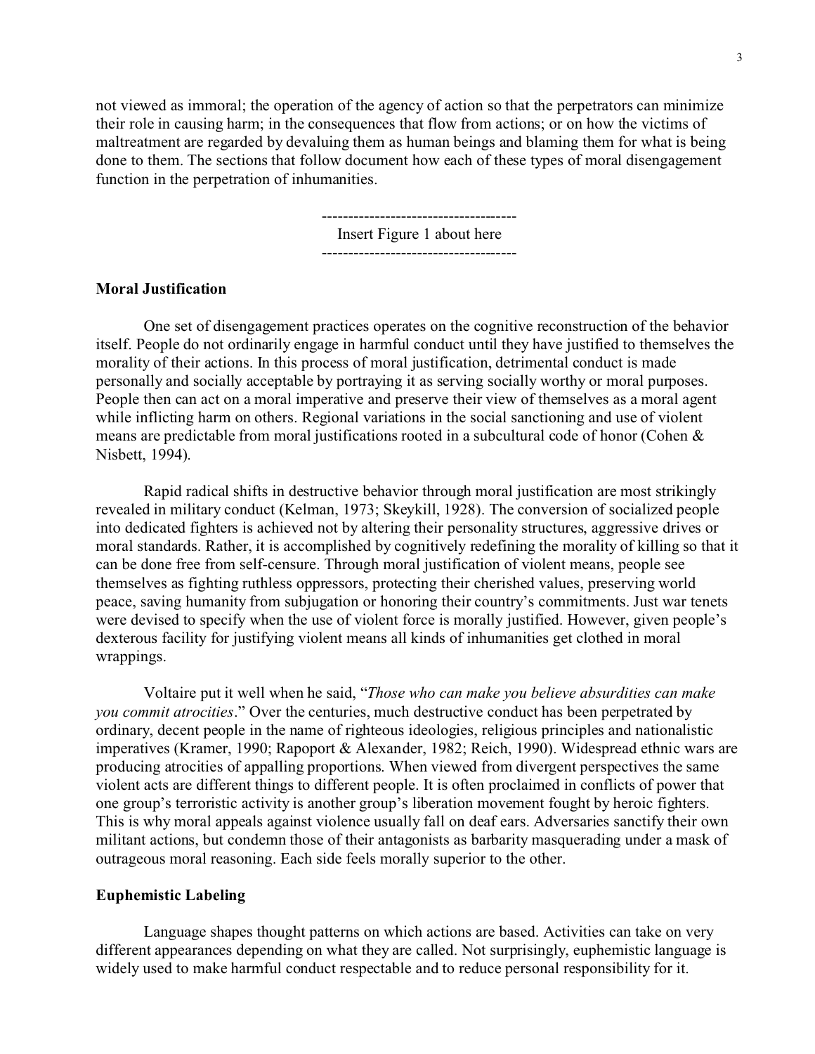not viewed as immoral; the operation of the agency of action so that the perpetrators can minimize their role in causing harm; in the consequences that flow from actions; or on how the victims of maltreatment are regarded by devaluing them as human beings and blaming them for what is being done to them. The sections that follow document how each of these types of moral disengagement function in the perpetration of inhumanities.

-------------------------------------
Insert Figure 1 about here
-------------------------------------

**Moral Justification**

One set of disengagement practices operates on the cognitive reconstruction of the behavior itself. People do not ordinarily engage in harmful conduct until they have justified to themselves the morality of their actions. In this process of moral justification, detrimental conduct is made personally and socially acceptable by portraying it as serving socially worthy or moral purposes. People then can act on a moral imperative and preserve their view of themselves as a moral agent while inflicting harm on others. Regional variations in the social sanctioning and use of violent means are predictable from moral justifications rooted in a subcultural code of honor (Cohen & Nisbett, 1994).

Rapid radical shifts in destructive behavior through moral justification are most strikingly revealed in military conduct (Kelman, 1973; Skeykill, 1928). The conversion of socialized people into dedicated fighters is achieved not by altering their personality structures, aggressive drives or moral standards. Rather, it is accomplished by cognitively redefining the morality of killing so that it can be done free from self-censure. Through moral justification of violent means, people see themselves as fighting ruthless oppressors, protecting their cherished values, preserving world peace, saving humanity from subjugation or honoring their country's commitments. Just war tenets were devised to specify when the use of violent force is morally justified. However, given people's dexterous facility for justifying violent means all kinds of inhumanities get clothed in moral wrappings.

Voltaire put it well when he said, "*Those who can make you believe absurdities can make you commit atrocities*." Over the centuries, much destructive conduct has been perpetrated by ordinary, decent people in the name of righteous ideologies, religious principles and nationalistic imperatives (Kramer, 1990; Rapoport & Alexander, 1982; Reich, 1990). Widespread ethnic wars are producing atrocities of appalling proportions. When viewed from divergent perspectives the same violent acts are different things to different people. It is often proclaimed in conflicts of power that one group's terroristic activity is another group's liberation movement fought by heroic fighters. This is why moral appeals against violence usually fall on deaf ears. Adversaries sanctify their own militant actions, but condemn those of their antagonists as barbarity masquerading under a mask of outrageous moral reasoning. Each side feels morally superior to the other.

**Euphemistic Labeling**

Language shapes thought patterns on which actions are based. Activities can take on very different appearances depending on what they are called. Not surprisingly, euphemistic language is widely used to make harmful conduct respectable and to reduce personal responsibility for it.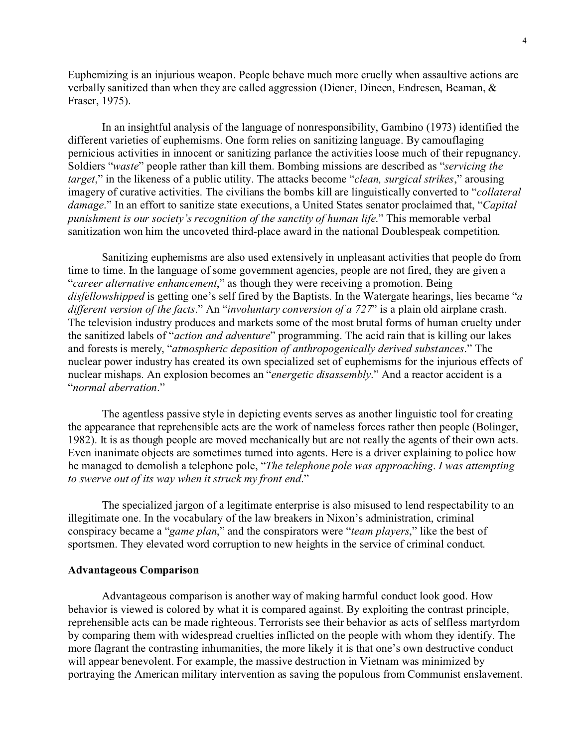Euphemizing is an injurious weapon. People behave much more cruelly when assaultive actions are verbally sanitized than when they are called aggression (Diener, Dineen, Endresen, Beaman, & Fraser, 1975).

In an insightful analysis of the language of nonresponsibility, Gambino (1973) identified the different varieties of euphemisms. One form relies on sanitizing language. By camouflaging pernicious activities in innocent or sanitizing parlance the activities loose much of their repugnancy. Soldiers "*waste*" people rather than kill them. Bombing missions are described as "*servicing the target*," in the likeness of a public utility. The attacks become "*clean, surgical strikes*," arousing imagery of curative activities. The civilians the bombs kill are linguistically converted to "*collateral damage*." In an effort to sanitize state executions, a United States senator proclaimed that, "*Capital punishment is our society's recognition of the sanctity of human life*." This memorable verbal sanitization won him the uncoveted third-place award in the national Doublespeak competition.

Sanitizing euphemisms are also used extensively in unpleasant activities that people do from time to time. In the language of some government agencies, people are not fired, they are given a "*career alternative enhancement*," as though they were receiving a promotion. Being *disfellowshipped* is getting one's self fired by the Baptists. In the Watergate hearings, lies became "*a different version of the facts*." An "*involuntary conversion of a 727*" is a plain old airplane crash. The television industry produces and markets some of the most brutal forms of human cruelty under the sanitized labels of "*action and adventure*" programming. The acid rain that is killing our lakes and forests is merely, "*atmospheric deposition of anthropogenically derived substances*." The nuclear power industry has created its own specialized set of euphemisms for the injurious effects of nuclear mishaps. An explosion becomes an "*energetic disassembly*." And a reactor accident is a "*normal aberration*."

The agentless passive style in depicting events serves as another linguistic tool for creating the appearance that reprehensible acts are the work of nameless forces rather then people (Bolinger, 1982). It is as though people are moved mechanically but are not really the agents of their own acts. Even inanimate objects are sometimes turned into agents. Here is a driver explaining to police how he managed to demolish a telephone pole, "*The telephone pole was approaching*. *I was attempting to swerve out of its way when it struck my front end*."

The specialized jargon of a legitimate enterprise is also misused to lend respectability to an illegitimate one. In the vocabulary of the law breakers in Nixon's administration, criminal conspiracy became a "*game plan*," and the conspirators were "*team players*," like the best of sportsmen. They elevated word corruption to new heights in the service of criminal conduct.

**Advantageous Comparison**

Advantageous comparison is another way of making harmful conduct look good. How behavior is viewed is colored by what it is compared against. By exploiting the contrast principle, reprehensible acts can be made righteous. Terrorists see their behavior as acts of selfless martyrdom by comparing them with widespread cruelties inflicted on the people with whom they identify. The more flagrant the contrasting inhumanities, the more likely it is that one's own destructive conduct will appear benevolent. For example, the massive destruction in Vietnam was minimized by portraying the American military intervention as saving the populous from Communist enslavement.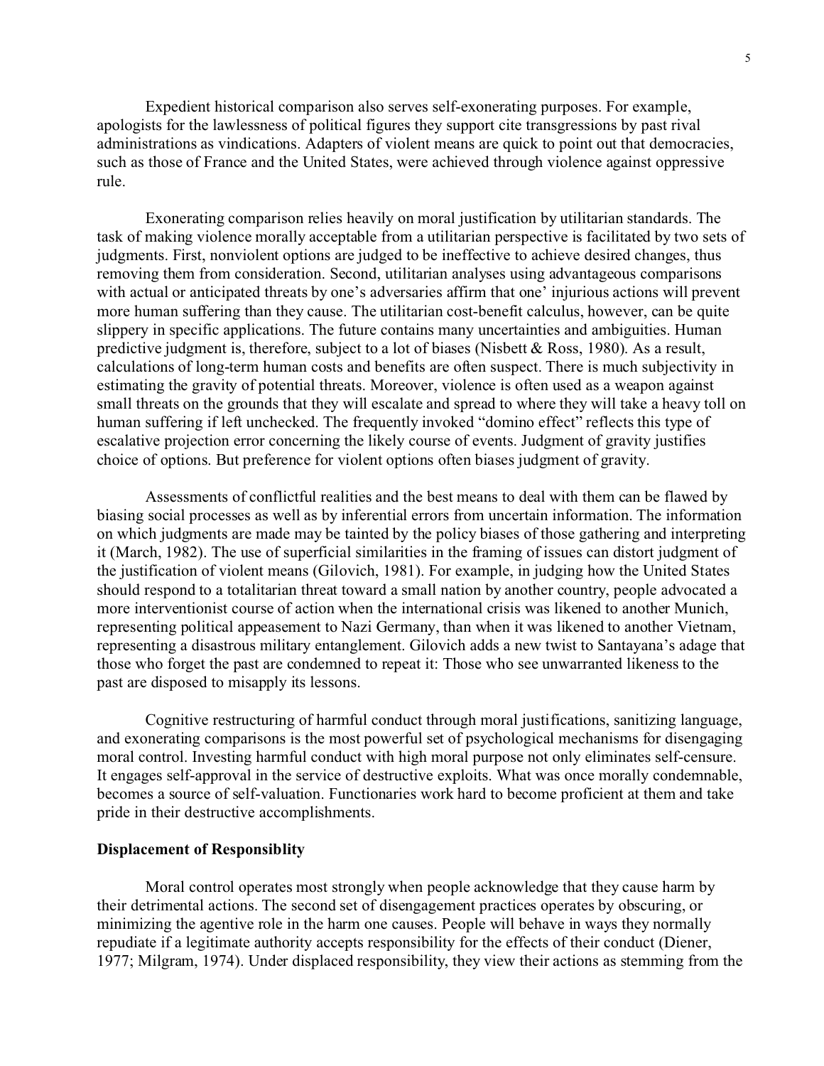Expedient historical comparison also serves self-exonerating purposes. For example, apologists for the lawlessness of political figures they support cite transgressions by past rival administrations as vindications. Adapters of violent means are quick to point out that democracies, such as those of France and the United States, were achieved through violence against oppressive rule.

Exonerating comparison relies heavily on moral justification by utilitarian standards. The task of making violence morally acceptable from a utilitarian perspective is facilitated by two sets of judgments. First, nonviolent options are judged to be ineffective to achieve desired changes, thus removing them from consideration. Second, utilitarian analyses using advantageous comparisons with actual or anticipated threats by one's adversaries affirm that one' injurious actions will prevent more human suffering than they cause. The utilitarian cost-benefit calculus, however, can be quite slippery in specific applications. The future contains many uncertainties and ambiguities. Human predictive judgment is, therefore, subject to a lot of biases (Nisbett & Ross, 1980). As a result, calculations of long-term human costs and benefits are often suspect. There is much subjectivity in estimating the gravity of potential threats. Moreover, violence is often used as a weapon against small threats on the grounds that they will escalate and spread to where they will take a heavy toll on human suffering if left unchecked. The frequently invoked "domino effect" reflects this type of escalative projection error concerning the likely course of events. Judgment of gravity justifies choice of options. But preference for violent options often biases judgment of gravity.

Assessments of conflictful realities and the best means to deal with them can be flawed by biasing social processes as well as by inferential errors from uncertain information. The information on which judgments are made may be tainted by the policy biases of those gathering and interpreting it (March, 1982). The use of superficial similarities in the framing of issues can distort judgment of the justification of violent means (Gilovich, 1981). For example, in judging how the United States should respond to a totalitarian threat toward a small nation by another country, people advocated a more interventionist course of action when the international crisis was likened to another Munich, representing political appeasement to Nazi Germany, than when it was likened to another Vietnam, representing a disastrous military entanglement. Gilovich adds a new twist to Santayana's adage that those who forget the past are condemned to repeat it: Those who see unwarranted likeness to the past are disposed to misapply its lessons.

Cognitive restructuring of harmful conduct through moral justifications, sanitizing language, and exonerating comparisons is the most powerful set of psychological mechanisms for disengaging moral control. Investing harmful conduct with high moral purpose not only eliminates self-censure. It engages self-approval in the service of destructive exploits. What was once morally condemnable, becomes a source of self-valuation. Functionaries work hard to become proficient at them and take pride in their destructive accomplishments.

**Displacement of Responsiblity**

Moral control operates most strongly when people acknowledge that they cause harm by their detrimental actions. The second set of disengagement practices operates by obscuring, or minimizing the agentive role in the harm one causes. People will behave in ways they normally repudiate if a legitimate authority accepts responsibility for the effects of their conduct (Diener, 1977; Milgram, 1974). Under displaced responsibility, they view their actions as stemming from the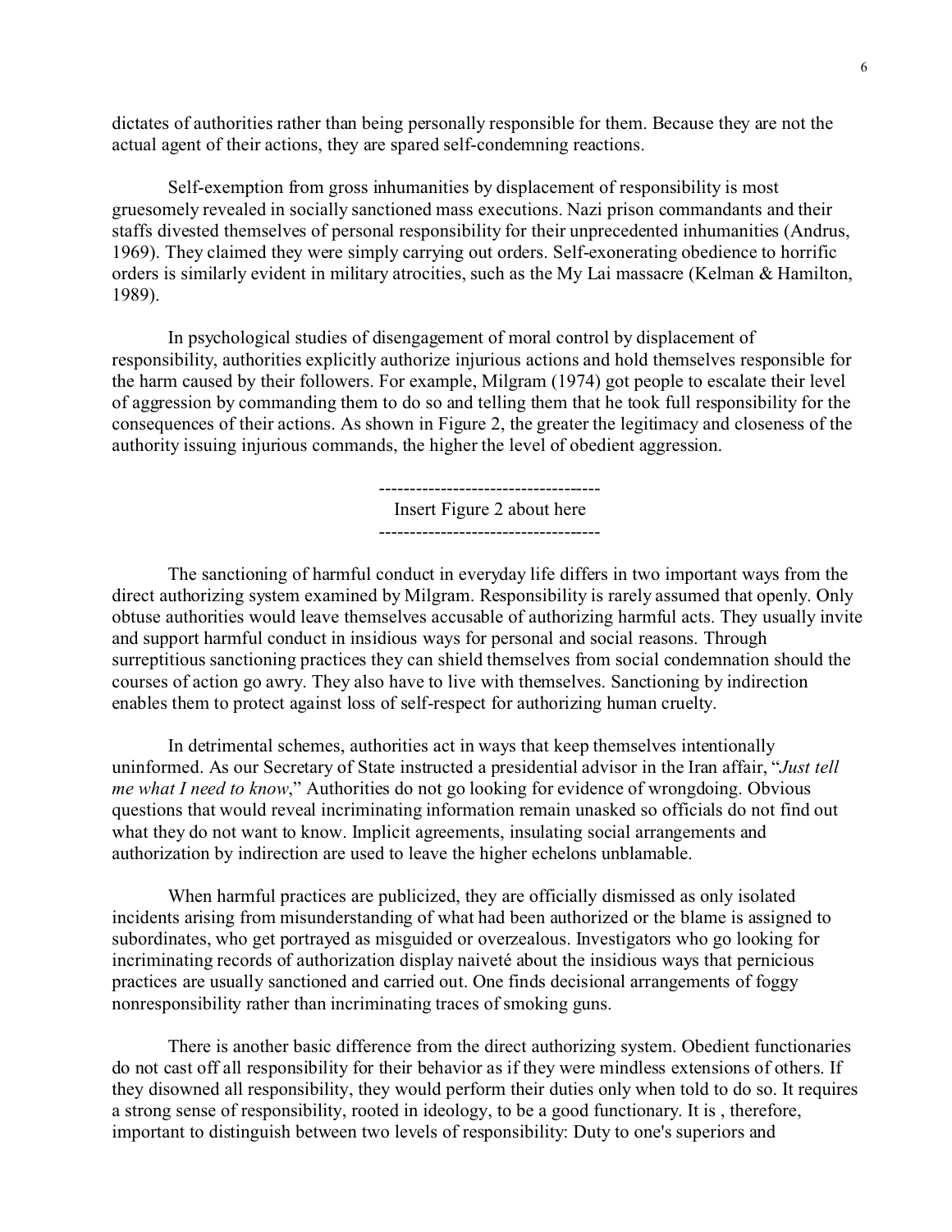dictates of authorities rather than being personally responsible for them. Because they are not the actual agent of their actions, they are spared self-condemning reactions.

Self-exemption from gross inhumanities by displacement of responsibility is most gruesomely revealed in socially sanctioned mass executions. Nazi prison commandants and their staffs divested themselves of personal responsibility for their unprecedented inhumanities (Andrus, 1969). They claimed they were simply carrying out orders. Self-exonerating obedience to horrific orders is similarly evident in military atrocities, such as the My Lai massacre (Kelman & Hamilton, 1989).

In psychological studies of disengagement of moral control by displacement of responsibility, authorities explicitly authorize injurious actions and hold themselves responsible for the harm caused by their followers. For example, Milgram (1974) got people to escalate their level of aggression by commanding them to do so and telling them that he took full responsibility for the consequences of their actions. As shown in Figure 2, the greater the legitimacy and closeness of the authority issuing injurious commands, the higher the level of obedient aggression.

------------------------------------
Insert Figure 2 about here
------------------------------------

The sanctioning of harmful conduct in everyday life differs in two important ways from the direct authorizing system examined by Milgram. Responsibility is rarely assumed that openly. Only obtuse authorities would leave themselves accusable of authorizing harmful acts. They usually invite and support harmful conduct in insidious ways for personal and social reasons. Through surreptitious sanctioning practices they can shield themselves from social condemnation should the courses of action go awry. They also have to live with themselves. Sanctioning by indirection enables them to protect against loss of self-respect for authorizing human cruelty.

In detrimental schemes, authorities act in ways that keep themselves intentionally uninformed. As our Secretary of State instructed a presidential advisor in the Iran affair, "*Just tell me what I need to know*," Authorities do not go looking for evidence of wrongdoing. Obvious questions that would reveal incriminating information remain unasked so officials do not find out what they do not want to know. Implicit agreements, insulating social arrangements and authorization by indirection are used to leave the higher echelons unblamable.

When harmful practices are publicized, they are officially dismissed as only isolated incidents arising from misunderstanding of what had been authorized or the blame is assigned to subordinates, who get portrayed as misguided or overzealous. Investigators who go looking for incriminating records of authorization display naiveté about the insidious ways that pernicious practices are usually sanctioned and carried out. One finds decisional arrangements of foggy nonresponsibility rather than incriminating traces of smoking guns.

There is another basic difference from the direct authorizing system. Obedient functionaries do not cast off all responsibility for their behavior as if they were mindless extensions of others. If they disowned all responsibility, they would perform their duties only when told to do so. It requires a strong sense of responsibility, rooted in ideology, to be a good functionary. It is , therefore, important to distinguish between two levels of responsibility: Duty to one's superiors and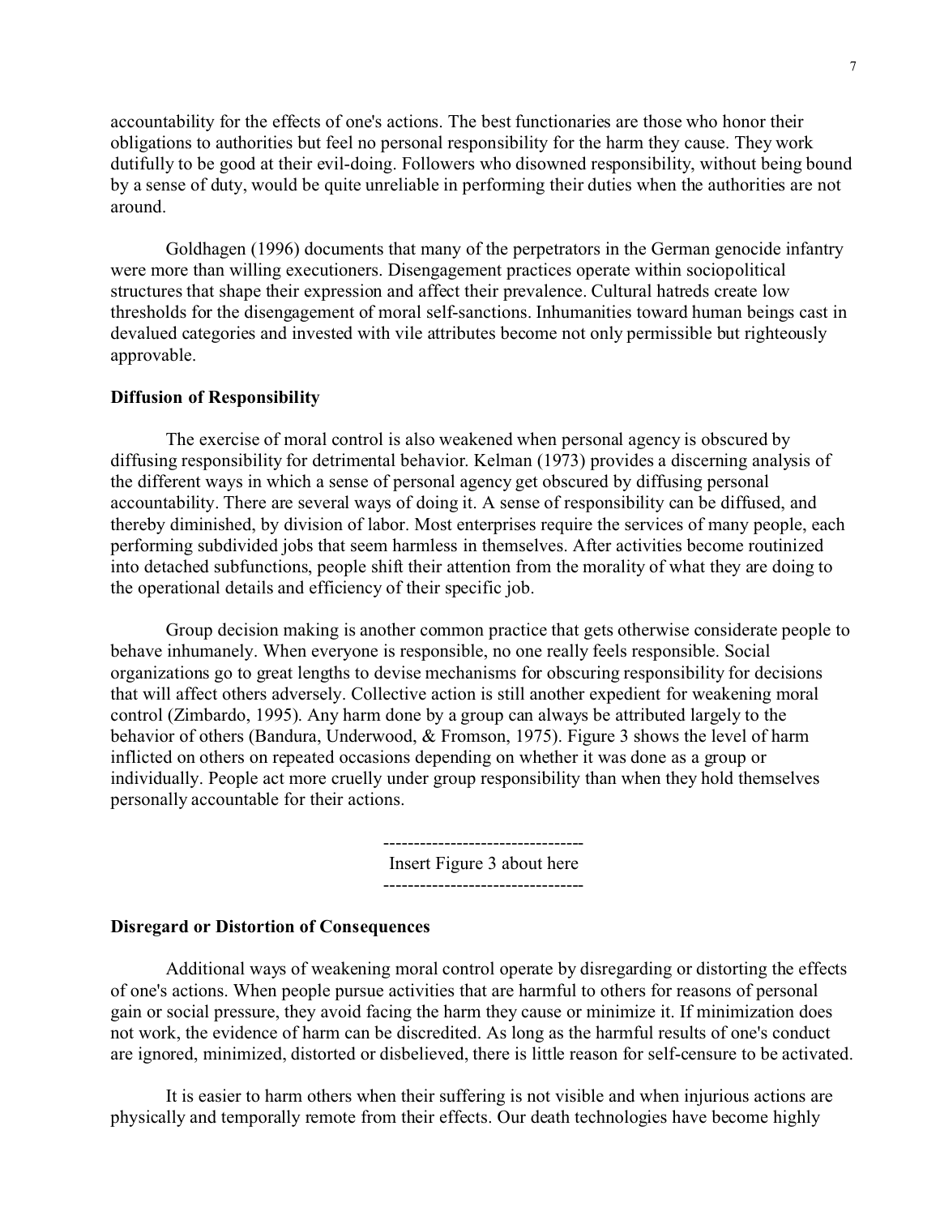accountability for the effects of one's actions. The best functionaries are those who honor their obligations to authorities but feel no personal responsibility for the harm they cause. They work dutifully to be good at their evil-doing. Followers who disowned responsibility, without being bound by a sense of duty, would be quite unreliable in performing their duties when the authorities are not around.

Goldhagen (1996) documents that many of the perpetrators in the German genocide infantry were more than willing executioners. Disengagement practices operate within sociopolitical structures that shape their expression and affect their prevalence. Cultural hatreds create low thresholds for the disengagement of moral self-sanctions. Inhumanities toward human beings cast in devalued categories and invested with vile attributes become not only permissible but righteously approvable.

**Diffusion of Responsibility**

The exercise of moral control is also weakened when personal agency is obscured by diffusing responsibility for detrimental behavior. Kelman (1973) provides a discerning analysis of the different ways in which a sense of personal agency get obscured by diffusing personal accountability. There are several ways of doing it. A sense of responsibility can be diffused, and thereby diminished, by division of labor. Most enterprises require the services of many people, each performing subdivided jobs that seem harmless in themselves. After activities become routinized into detached subfunctions, people shift their attention from the morality of what they are doing to the operational details and efficiency of their specific job.

Group decision making is another common practice that gets otherwise considerate people to behave inhumanely. When everyone is responsible, no one really feels responsible. Social organizations go to great lengths to devise mechanisms for obscuring responsibility for decisions that will affect others adversely. Collective action is still another expedient for weakening moral control (Zimbardo, 1995). Any harm done by a group can always be attributed largely to the behavior of others (Bandura, Underwood, & Fromson, 1975). Figure 3 shows the level of harm inflicted on others on repeated occasions depending on whether it was done as a group or individually. People act more cruelly under group responsibility than when they hold themselves personally accountable for their actions.

--------------------------------
Insert Figure 3 about here
--------------------------------

**Disregard or Distortion of Consequences**

Additional ways of weakening moral control operate by disregarding or distorting the effects of one's actions. When people pursue activities that are harmful to others for reasons of personal gain or social pressure, they avoid facing the harm they cause or minimize it. If minimization does not work, the evidence of harm can be discredited. As long as the harmful results of one's conduct are ignored, minimized, distorted or disbelieved, there is little reason for self-censure to be activated.

It is easier to harm others when their suffering is not visible and when injurious actions are physically and temporally remote from their effects. Our death technologies have become highly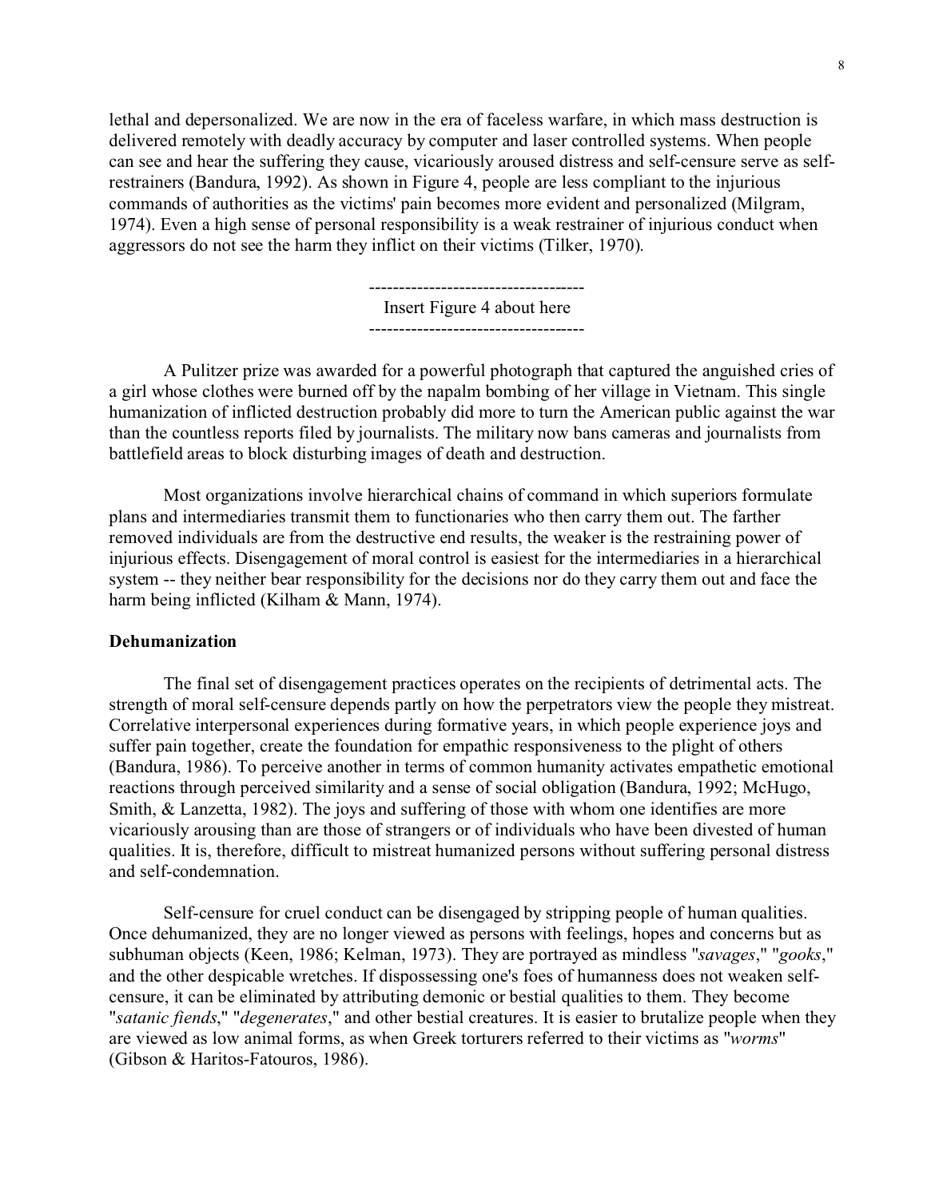lethal and depersonalized. We are now in the era of faceless warfare, in which mass destruction is delivered remotely with deadly accuracy by computer and laser controlled systems. When people can see and hear the suffering they cause, vicariously aroused distress and self-censure serve as self-restrainers (Bandura, 1992). As shown in Figure 4, people are less compliant to the injurious commands of authorities as the victims' pain becomes more evident and personalized (Milgram, 1974). Even a high sense of personal responsibility is a weak restrainer of injurious conduct when aggressors do not see the harm they inflict on their victims (Tilker, 1970).

-----------------------------------
Insert Figure 4 about here
-----------------------------------

A Pulitzer prize was awarded for a powerful photograph that captured the anguished cries of a girl whose clothes were burned off by the napalm bombing of her village in Vietnam. This single humanization of inflicted destruction probably did more to turn the American public against the war than the countless reports filed by journalists. The military now bans cameras and journalists from battlefield areas to block disturbing images of death and destruction.

Most organizations involve hierarchical chains of command in which superiors formulate plans and intermediaries transmit them to functionaries who then carry them out. The farther removed individuals are from the destructive end results, the weaker is the restraining power of injurious effects. Disengagement of moral control is easiest for the intermediaries in a hierarchical system -- they neither bear responsibility for the decisions nor do they carry them out and face the harm being inflicted (Kilham & Mann, 1974).

**Dehumanization**

The final set of disengagement practices operates on the recipients of detrimental acts. The strength of moral self-censure depends partly on how the perpetrators view the people they mistreat. Correlative interpersonal experiences during formative years, in which people experience joys and suffer pain together, create the foundation for empathic responsiveness to the plight of others (Bandura, 1986). To perceive another in terms of common humanity activates empathetic emotional reactions through perceived similarity and a sense of social obligation (Bandura, 1992; McHugo, Smith, & Lanzetta, 1982). The joys and suffering of those with whom one identifies are more vicariously arousing than are those of strangers or of individuals who have been divested of human qualities. It is, therefore, difficult to mistreat humanized persons without suffering personal distress and self-condemnation.

Self-censure for cruel conduct can be disengaged by stripping people of human qualities. Once dehumanized, they are no longer viewed as persons with feelings, hopes and concerns but as subhuman objects (Keen, 1986; Kelman, 1973). They are portrayed as mindless "*savages*," "*gooks*," and the other despicable wretches. If dispossessing one's foes of humanness does not weaken self-censure, it can be eliminated by attributing demonic or bestial qualities to them. They become "*satanic fiends*," "*degenerates*," and other bestial creatures. It is easier to brutalize people when they are viewed as low animal forms, as when Greek torturers referred to their victims as "*worms*" (Gibson & Haritos-Fatouros, 1986).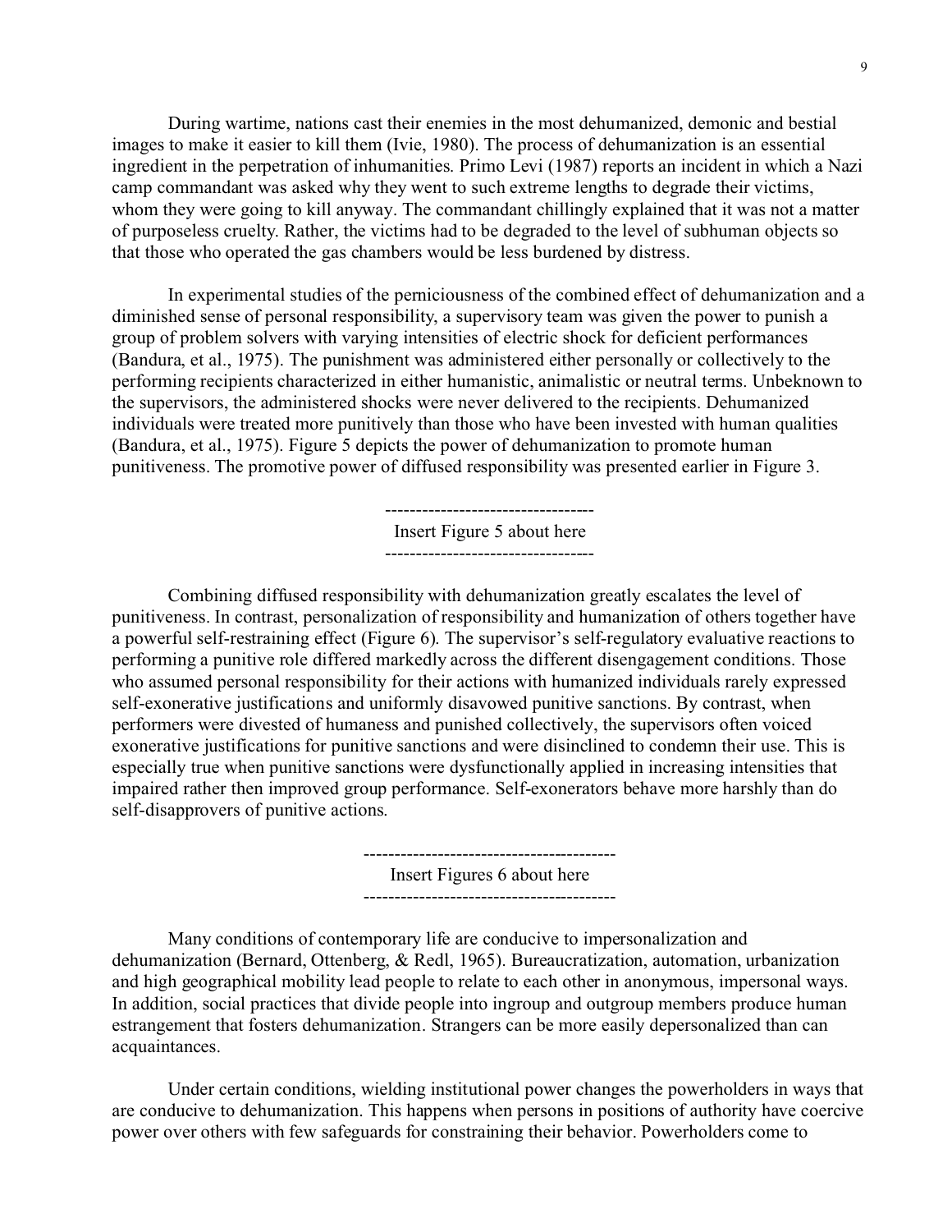During wartime, nations cast their enemies in the most dehumanized, demonic and bestial images to make it easier to kill them (Ivie, 1980). The process of dehumanization is an essential ingredient in the perpetration of inhumanities. Primo Levi (1987) reports an incident in which a Nazi camp commandant was asked why they went to such extreme lengths to degrade their victims, whom they were going to kill anyway. The commandant chillingly explained that it was not a matter of purposeless cruelty. Rather, the victims had to be degraded to the level of subhuman objects so that those who operated the gas chambers would be less burdened by distress.

In experimental studies of the perniciousness of the combined effect of dehumanization and a diminished sense of personal responsibility, a supervisory team was given the power to punish a group of problem solvers with varying intensities of electric shock for deficient performances (Bandura, et al., 1975). The punishment was administered either personally or collectively to the performing recipients characterized in either humanistic, animalistic or neutral terms. Unbeknown to the supervisors, the administered shocks were never delivered to the recipients. Dehumanized individuals were treated more punitively than those who have been invested with human qualities (Bandura, et al., 1975). Figure 5 depicts the power of dehumanization to promote human punitiveness. The promotive power of diffused responsibility was presented earlier in Figure 3.

----------------------------------

Insert Figure 5 about here

----------------------------------

Combining diffused responsibility with dehumanization greatly escalates the level of punitiveness. In contrast, personalization of responsibility and humanization of others together have a powerful self-restraining effect (Figure 6). The supervisor's self-regulatory evaluative reactions to performing a punitive role differed markedly across the different disengagement conditions. Those who assumed personal responsibility for their actions with humanized individuals rarely expressed self-exonerative justifications and uniformly disavowed punitive sanctions. By contrast, when performers were divested of humaneness and punished collectively, the supervisors often voiced exonerative justifications for punitive sanctions and were disinclined to condemn their use. This is especially true when punitive sanctions were dysfunctionally applied in increasing intensities that impaired rather then improved group performance. Self-exonerators behave more harshly than do self-disapprovers of punitive actions.

-----------------------------------------

Insert Figures 6 about here

-----------------------------------------

Many conditions of contemporary life are conducive to impersonalization and dehumanization (Bernard, Ottenberg, & Redl, 1965). Bureaucratization, automation, urbanization and high geographical mobility lead people to relate to each other in anonymous, impersonal ways. In addition, social practices that divide people into ingroup and outgroup members produce human estrangement that fosters dehumanization. Strangers can be more easily depersonalized than can acquaintances.

Under certain conditions, wielding institutional power changes the powerholders in ways that are conducive to dehumanization. This happens when persons in positions of authority have coercive power over others with few safeguards for constraining their behavior. Powerholders come to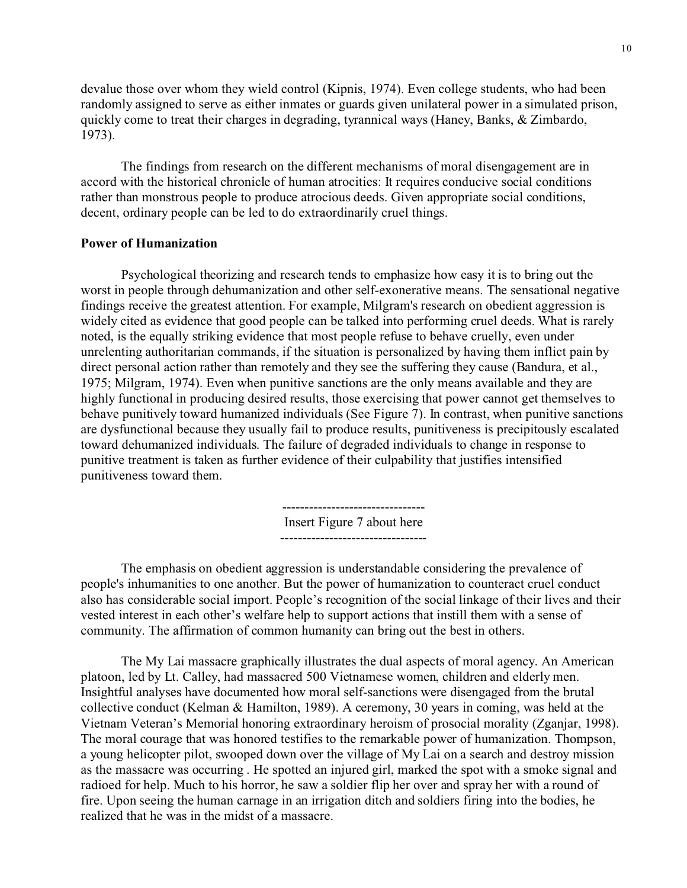devalue those over whom they wield control (Kipnis, 1974). Even college students, who had been randomly assigned to serve as either inmates or guards given unilateral power in a simulated prison, quickly come to treat their charges in degrading, tyrannical ways (Haney, Banks, & Zimbardo, 1973).

The findings from research on the different mechanisms of moral disengagement are in accord with the historical chronicle of human atrocities: It requires conducive social conditions rather than monstrous people to produce atrocious deeds. Given appropriate social conditions, decent, ordinary people can be led to do extraordinarily cruel things.

**Power of Humanization**

Psychological theorizing and research tends to emphasize how easy it is to bring out the worst in people through dehumanization and other self-exonerative means. The sensational negative findings receive the greatest attention. For example, Milgram's research on obedient aggression is widely cited as evidence that good people can be talked into performing cruel deeds. What is rarely noted, is the equally striking evidence that most people refuse to behave cruelly, even under unrelenting authoritarian commands, if the situation is personalized by having them inflict pain by direct personal action rather than remotely and they see the suffering they cause (Bandura, et al., 1975; Milgram, 1974). Even when punitive sanctions are the only means available and they are highly functional in producing desired results, those exercising that power cannot get themselves to behave punitively toward humanized individuals (See Figure 7). In contrast, when punitive sanctions are dysfunctional because they usually fail to produce results, punitiveness is precipitously escalated toward dehumanized individuals. The failure of degraded individuals to change in response to punitive treatment is taken as further evidence of their culpability that justifies intensified punitiveness toward them.

--------------------------------
Insert Figure 7 about here
---------------------------------

The emphasis on obedient aggression is understandable considering the prevalence of people's inhumanities to one another. But the power of humanization to counteract cruel conduct also has considerable social import. People's recognition of the social linkage of their lives and their vested interest in each other's welfare help to support actions that instill them with a sense of community. The affirmation of common humanity can bring out the best in others.

The My Lai massacre graphically illustrates the dual aspects of moral agency. An American platoon, led by Lt. Calley, had massacred 500 Vietnamese women, children and elderly men. Insightful analyses have documented how moral self-sanctions were disengaged from the brutal collective conduct (Kelman & Hamilton, 1989). A ceremony, 30 years in coming, was held at the Vietnam Veteran's Memorial honoring extraordinary heroism of prosocial morality (Zganjar, 1998). The moral courage that was honored testifies to the remarkable power of humanization. Thompson, a young helicopter pilot, swooped down over the village of My Lai on a search and destroy mission as the massacre was occurring . He spotted an injured girl, marked the spot with a smoke signal and radioed for help. Much to his horror, he saw a soldier flip her over and spray her with a round of fire. Upon seeing the human carnage in an irrigation ditch and soldiers firing into the bodies, he realized that he was in the midst of a massacre.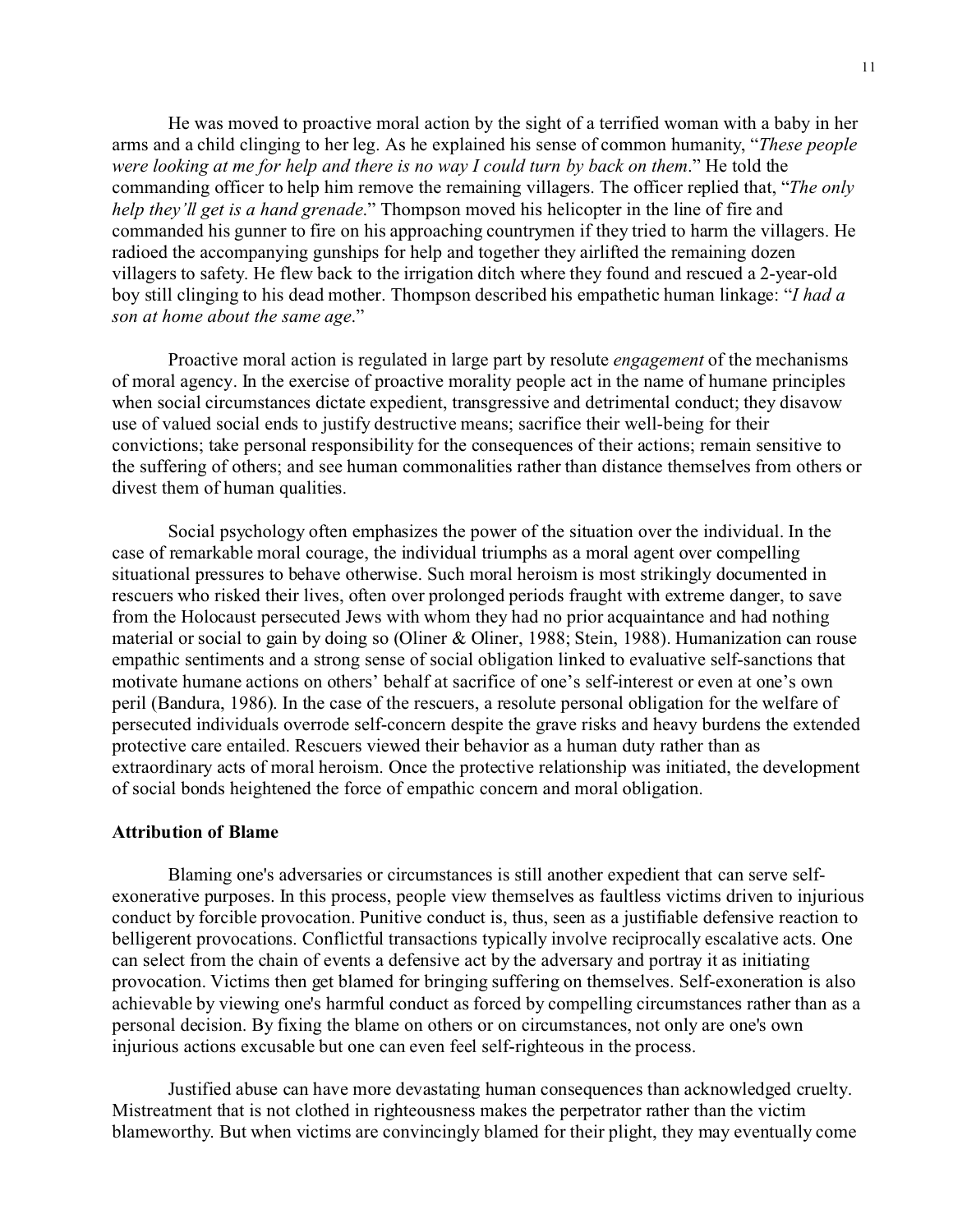He was moved to proactive moral action by the sight of a terrified woman with a baby in her arms and a child clinging to her leg. As he explained his sense of common humanity, "*These people were looking at me for help and there is no way I could turn by back on them*." He told the commanding officer to help him remove the remaining villagers. The officer replied that, "*The only help they'll get is a hand grenade*." Thompson moved his helicopter in the line of fire and commanded his gunner to fire on his approaching countrymen if they tried to harm the villagers. He radioed the accompanying gunships for help and together they airlifted the remaining dozen villagers to safety. He flew back to the irrigation ditch where they found and rescued a 2-year-old boy still clinging to his dead mother. Thompson described his empathetic human linkage: "*I had a son at home about the same age*."

Proactive moral action is regulated in large part by resolute *engagement* of the mechanisms of moral agency. In the exercise of proactive morality people act in the name of humane principles when social circumstances dictate expedient, transgressive and detrimental conduct; they disavow use of valued social ends to justify destructive means; sacrifice their well-being for their convictions; take personal responsibility for the consequences of their actions; remain sensitive to the suffering of others; and see human commonalities rather than distance themselves from others or divest them of human qualities.

Social psychology often emphasizes the power of the situation over the individual. In the case of remarkable moral courage, the individual triumphs as a moral agent over compelling situational pressures to behave otherwise. Such moral heroism is most strikingly documented in rescuers who risked their lives, often over prolonged periods fraught with extreme danger, to save from the Holocaust persecuted Jews with whom they had no prior acquaintance and had nothing material or social to gain by doing so (Oliner & Oliner, 1988; Stein, 1988). Humanization can rouse empathic sentiments and a strong sense of social obligation linked to evaluative self-sanctions that motivate humane actions on others' behalf at sacrifice of one's self-interest or even at one's own peril (Bandura, 1986). In the case of the rescuers, a resolute personal obligation for the welfare of persecuted individuals overrode self-concern despite the grave risks and heavy burdens the extended protective care entailed. Rescuers viewed their behavior as a human duty rather than as extraordinary acts of moral heroism. Once the protective relationship was initiated, the development of social bonds heightened the force of empathic concern and moral obligation.

**Attribution of Blame**

Blaming one's adversaries or circumstances is still another expedient that can serve self-exonerative purposes. In this process, people view themselves as faultless victims driven to injurious conduct by forcible provocation. Punitive conduct is, thus, seen as a justifiable defensive reaction to belligerent provocations. Conflictful transactions typically involve reciprocally escalative acts. One can select from the chain of events a defensive act by the adversary and portray it as initiating provocation. Victims then get blamed for bringing suffering on themselves. Self-exoneration is also achievable by viewing one's harmful conduct as forced by compelling circumstances rather than as a personal decision. By fixing the blame on others or on circumstances, not only are one's own injurious actions excusable but one can even feel self-righteous in the process.

Justified abuse can have more devastating human consequences than acknowledged cruelty. Mistreatment that is not clothed in righteousness makes the perpetrator rather than the victim blameworthy. But when victims are convincingly blamed for their plight, they may eventually come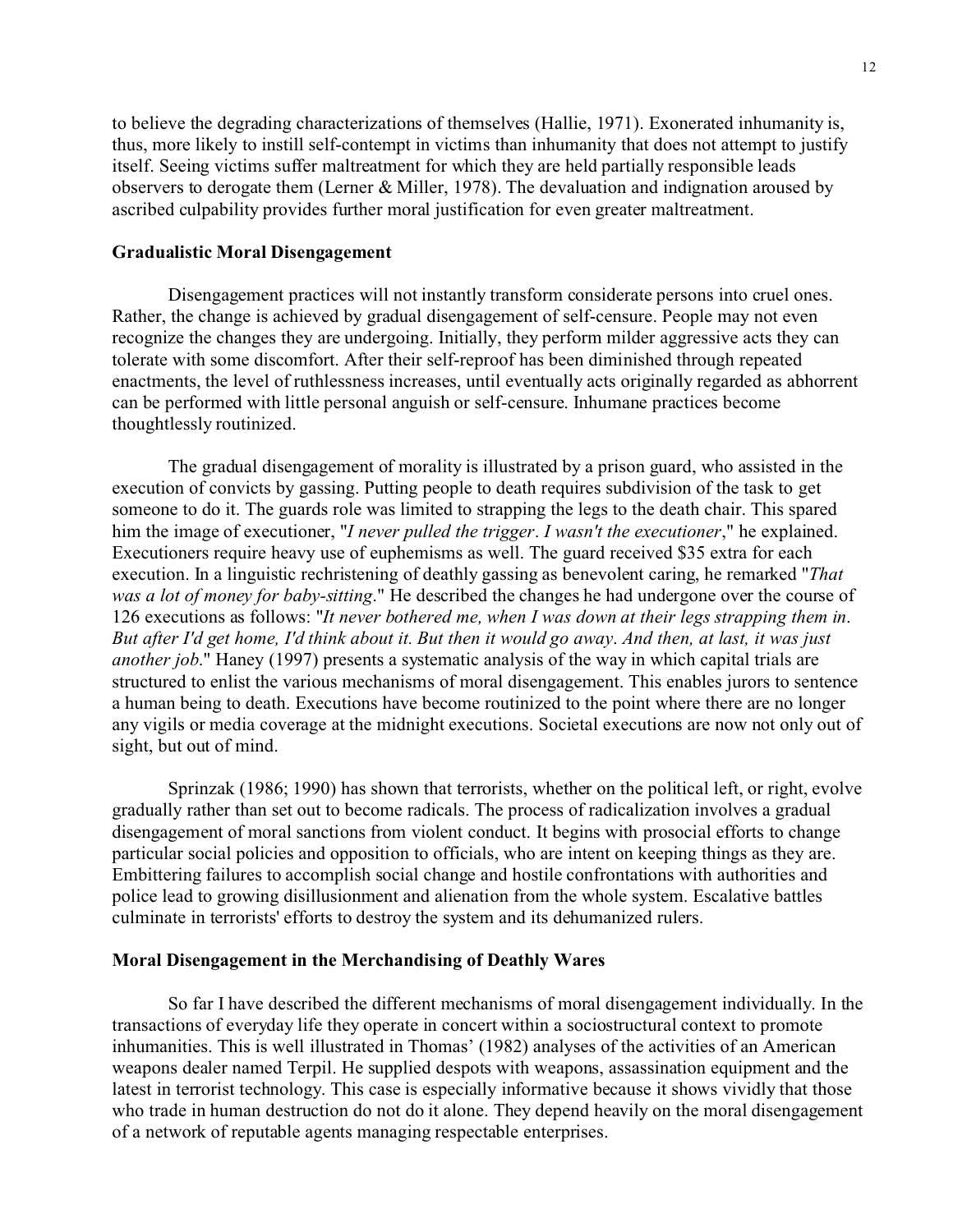to believe the degrading characterizations of themselves (Hallie, 1971). Exonerated inhumanity is, thus, more likely to instill self-contempt in victims than inhumanity that does not attempt to justify itself. Seeing victims suffer maltreatment for which they are held partially responsible leads observers to derogate them (Lerner & Miller, 1978). The devaluation and indignation aroused by ascribed culpability provides further moral justification for even greater maltreatment.

**Gradualistic Moral Disengagement**

Disengagement practices will not instantly transform considerate persons into cruel ones. Rather, the change is achieved by gradual disengagement of self-censure. People may not even recognize the changes they are undergoing. Initially, they perform milder aggressive acts they can tolerate with some discomfort. After their self-reproof has been diminished through repeated enactments, the level of ruthlessness increases, until eventually acts originally regarded as abhorrent can be performed with little personal anguish or self-censure. Inhumane practices become thoughtlessly routinized.

The gradual disengagement of morality is illustrated by a prison guard, who assisted in the execution of convicts by gassing. Putting people to death requires subdivision of the task to get someone to do it. The guards role was limited to strapping the legs to the death chair. This spared him the image of executioner, "*I never pulled the trigger*. *I wasn't the executioner*," he explained. Executioners require heavy use of euphemisms as well. The guard received $35 extra for each execution. In a linguistic rechristening of deathly gassing as benevolent caring, he remarked "*That was a lot of money for baby-sitting*." He described the changes he had undergone over the course of 126 executions as follows: "*It never bothered me, when I was down at their legs strapping them in*. *But after I'd get home, I'd think about it. But then it would go away*. *And then, at last, it was just another job*." Haney (1997) presents a systematic analysis of the way in which capital trials are structured to enlist the various mechanisms of moral disengagement. This enables jurors to sentence a human being to death. Executions have become routinized to the point where there are no longer any vigils or media coverage at the midnight executions. Societal executions are now not only out of sight, but out of mind.

Sprinzak (1986; 1990) has shown that terrorists, whether on the political left, or right, evolve gradually rather than set out to become radicals. The process of radicalization involves a gradual disengagement of moral sanctions from violent conduct. It begins with prosocial efforts to change particular social policies and opposition to officials, who are intent on keeping things as they are. Embittering failures to accomplish social change and hostile confrontations with authorities and police lead to growing disillusionment and alienation from the whole system. Escalative battles culminate in terrorists' efforts to destroy the system and its dehumanized rulers.

**Moral Disengagement in the Merchandising of Deathly Wares**

So far I have described the different mechanisms of moral disengagement individually. In the transactions of everyday life they operate in concert within a sociostructural context to promote inhumanities. This is well illustrated in Thomas' (1982) analyses of the activities of an American weapons dealer named Terpil. He supplied despots with weapons, assassination equipment and the latest in terrorist technology. This case is especially informative because it shows vividly that those who trade in human destruction do not do it alone. They depend heavily on the moral disengagement of a network of reputable agents managing respectable enterprises.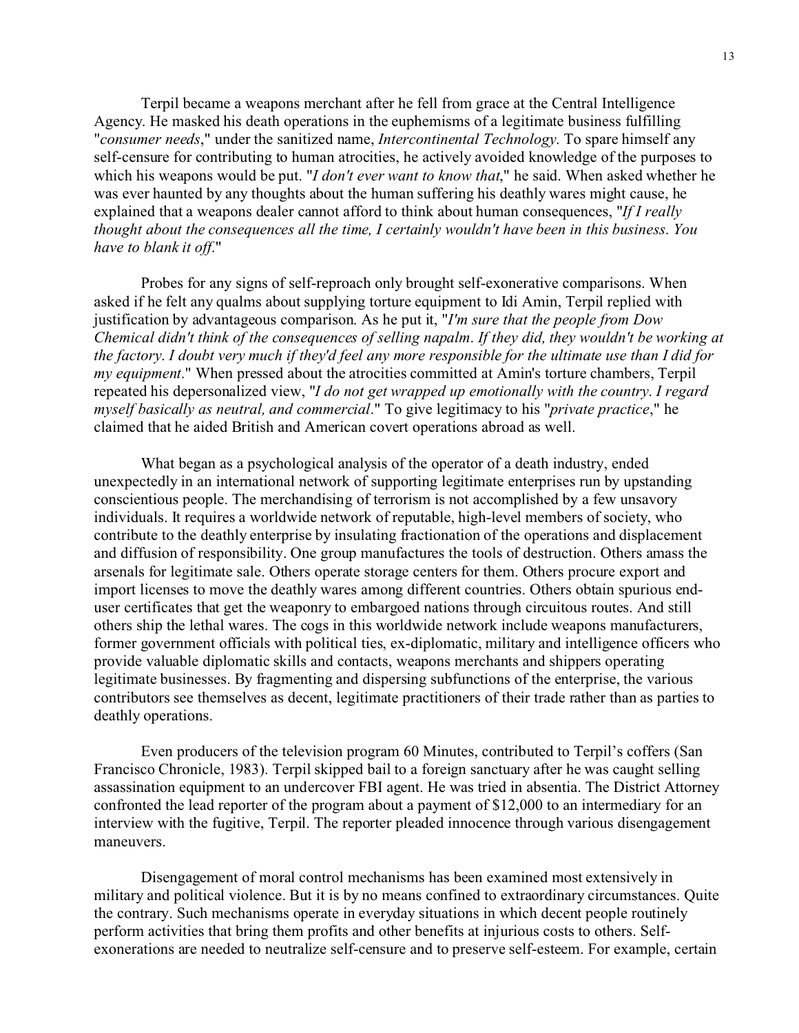Terpil became a weapons merchant after he fell from grace at the Central Intelligence Agency. He masked his death operations in the euphemisms of a legitimate business fulfilling "*consumer needs*," under the sanitized name, *Intercontinental Technology*. To spare himself any self-censure for contributing to human atrocities, he actively avoided knowledge of the purposes to which his weapons would be put. "*I don't ever want to know that*," he said. When asked whether he was ever haunted by any thoughts about the human suffering his deathly wares might cause, he explained that a weapons dealer cannot afford to think about human consequences, "*If I really thought about the consequences all the time, I certainly wouldn't have been in this business. You have to blank it off*."

Probes for any signs of self-reproach only brought self-exonerative comparisons. When asked if he felt any qualms about supplying torture equipment to Idi Amin, Terpil replied with justification by advantageous comparison. As he put it, "*I'm sure that the people from Dow Chemical didn't think of the consequences of selling napalm. If they did, they wouldn't be working at the factory. I doubt very much if they'd feel any more responsible for the ultimate use than I did for my equipment*." When pressed about the atrocities committed at Amin's torture chambers, Terpil repeated his depersonalized view, "*I do not get wrapped up emotionally with the country. I regard myself basically as neutral, and commercial*." To give legitimacy to his "*private practice*," he claimed that he aided British and American covert operations abroad as well.

What began as a psychological analysis of the operator of a death industry, ended unexpectedly in an international network of supporting legitimate enterprises run by upstanding conscientious people. The merchandising of terrorism is not accomplished by a few unsavory individuals. It requires a worldwide network of reputable, high-level members of society, who contribute to the deathly enterprise by insulating fractionation of the operations and displacement and diffusion of responsibility. One group manufactures the tools of destruction. Others amass the arsenals for legitimate sale. Others operate storage centers for them. Others procure export and import licenses to move the deathly wares among different countries. Others obtain spurious end-user certificates that get the weaponry to embargoed nations through circuitous routes. And still others ship the lethal wares. The cogs in this worldwide network include weapons manufacturers, former government officials with political ties, ex-diplomatic, military and intelligence officers who provide valuable diplomatic skills and contacts, weapons merchants and shippers operating legitimate businesses. By fragmenting and dispersing subfunctions of the enterprise, the various contributors see themselves as decent, legitimate practitioners of their trade rather than as parties to deathly operations.

Even producers of the television program 60 Minutes, contributed to Terpil's coffers (San Francisco Chronicle, 1983). Terpil skipped bail to a foreign sanctuary after he was caught selling assassination equipment to an undercover FBI agent. He was tried in absentia. The District Attorney confronted the lead reporter of the program about a payment of $12,000 to an intermediary for an interview with the fugitive, Terpil. The reporter pleaded innocence through various disengagement maneuvers.

Disengagement of moral control mechanisms has been examined most extensively in military and political violence. But it is by no means confined to extraordinary circumstances. Quite the contrary. Such mechanisms operate in everyday situations in which decent people routinely perform activities that bring them profits and other benefits at injurious costs to others. Self-exonerations are needed to neutralize self-censure and to preserve self-esteem. For example, certain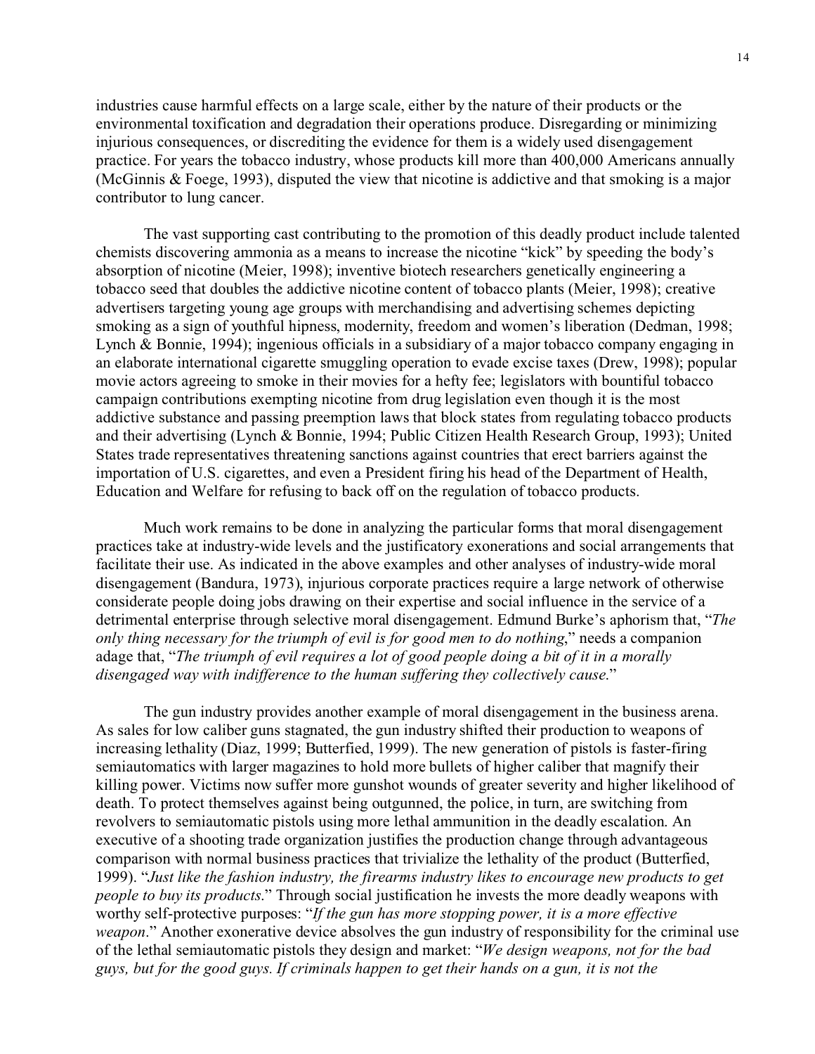industries cause harmful effects on a large scale, either by the nature of their products or the environmental toxification and degradation their operations produce. Disregarding or minimizing injurious consequences, or discrediting the evidence for them is a widely used disengagement practice. For years the tobacco industry, whose products kill more than 400,000 Americans annually (McGinnis & Foege, 1993), disputed the view that nicotine is addictive and that smoking is a major contributor to lung cancer.

The vast supporting cast contributing to the promotion of this deadly product include talented chemists discovering ammonia as a means to increase the nicotine "kick" by speeding the body's absorption of nicotine (Meier, 1998); inventive biotech researchers genetically engineering a tobacco seed that doubles the addictive nicotine content of tobacco plants (Meier, 1998); creative advertisers targeting young age groups with merchandising and advertising schemes depicting smoking as a sign of youthful hipness, modernity, freedom and women's liberation (Dedman, 1998; Lynch & Bonnie, 1994); ingenious officials in a subsidiary of a major tobacco company engaging in an elaborate international cigarette smuggling operation to evade excise taxes (Drew, 1998); popular movie actors agreeing to smoke in their movies for a hefty fee; legislators with bountiful tobacco campaign contributions exempting nicotine from drug legislation even though it is the most addictive substance and passing preemption laws that block states from regulating tobacco products and their advertising (Lynch & Bonnie, 1994; Public Citizen Health Research Group, 1993); United States trade representatives threatening sanctions against countries that erect barriers against the importation of U.S. cigarettes, and even a President firing his head of the Department of Health, Education and Welfare for refusing to back off on the regulation of tobacco products.

Much work remains to be done in analyzing the particular forms that moral disengagement practices take at industry-wide levels and the justificatory exonerations and social arrangements that facilitate their use. As indicated in the above examples and other analyses of industry-wide moral disengagement (Bandura, 1973), injurious corporate practices require a large network of otherwise considerate people doing jobs drawing on their expertise and social influence in the service of a detrimental enterprise through selective moral disengagement. Edmund Burke's aphorism that, "*The only thing necessary for the triumph of evil is for good men to do nothing*," needs a companion adage that, "*The triumph of evil requires a lot of good people doing a bit of it in a morally disengaged way with indifference to the human suffering they collectively cause*."

The gun industry provides another example of moral disengagement in the business arena. As sales for low caliber guns stagnated, the gun industry shifted their production to weapons of increasing lethality (Diaz, 1999; Butterfied, 1999). The new generation of pistols is faster-firing semiautomatics with larger magazines to hold more bullets of higher caliber that magnify their killing power. Victims now suffer more gunshot wounds of greater severity and higher likelihood of death. To protect themselves against being outgunned, the police, in turn, are switching from revolvers to semiautomatic pistols using more lethal ammunition in the deadly escalation. An executive of a shooting trade organization justifies the production change through advantageous comparison with normal business practices that trivialize the lethality of the product (Butterfied, 1999). "*Just like the fashion industry, the firearms industry likes to encourage new products to get people to buy its products*." Through social justification he invests the more deadly weapons with worthy self-protective purposes: "*If the gun has more stopping power, it is a more effective weapon*." Another exonerative device absolves the gun industry of responsibility for the criminal use of the lethal semiautomatic pistols they design and market: "*We design weapons, not for the bad guys, but for the good guys. If criminals happen to get their hands on a gun, it is not the*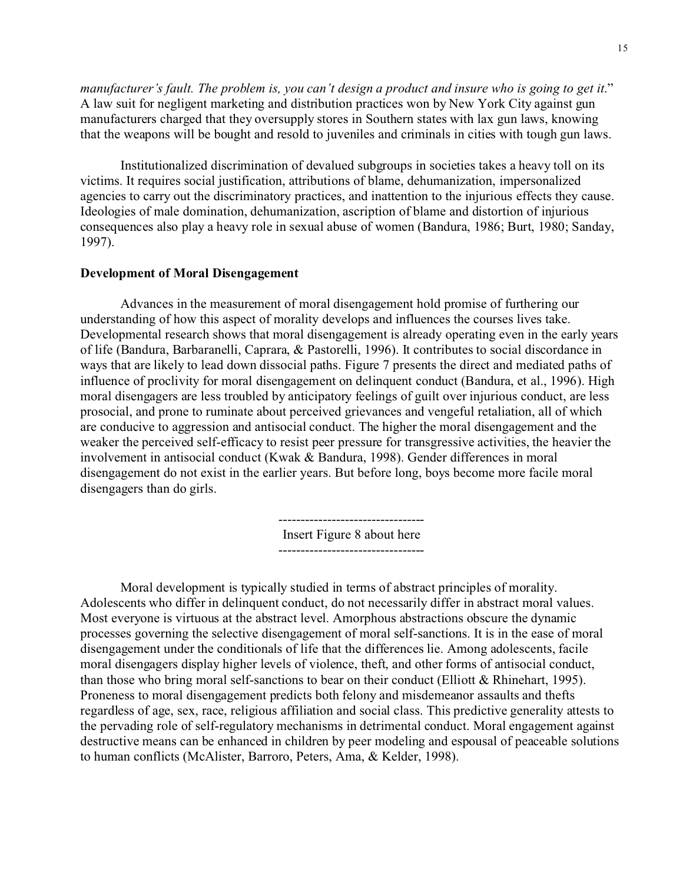*manufacturer's fault. The problem is, you can't design a product and insure who is going to get it.*" A law suit for negligent marketing and distribution practices won by New York City against gun manufacturers charged that they oversupply stores in Southern states with lax gun laws, knowing that the weapons will be bought and resold to juveniles and criminals in cities with tough gun laws.

Institutionalized discrimination of devalued subgroups in societies takes a heavy toll on its victims. It requires social justification, attributions of blame, dehumanization, impersonalized agencies to carry out the discriminatory practices, and inattention to the injurious effects they cause. Ideologies of male domination, dehumanization, ascription of blame and distortion of injurious consequences also play a heavy role in sexual abuse of women (Bandura, 1986; Burt, 1980; Sanday, 1997).

**Development of Moral Disengagement**

Advances in the measurement of moral disengagement hold promise of furthering our understanding of how this aspect of morality develops and influences the courses lives take. Developmental research shows that moral disengagement is already operating even in the early years of life (Bandura, Barbaranelli, Caprara, & Pastorelli, 1996). It contributes to social discordance in ways that are likely to lead down dissocial paths. Figure 7 presents the direct and mediated paths of influence of proclivity for moral disengagement on delinquent conduct (Bandura, et al., 1996). High moral disengagers are less troubled by anticipatory feelings of guilt over injurious conduct, are less prosocial, and prone to ruminate about perceived grievances and vengeful retaliation, all of which are conducive to aggression and antisocial conduct. The higher the moral disengagement and the weaker the perceived self-efficacy to resist peer pressure for transgressive activities, the heavier the involvement in antisocial conduct (Kwak & Bandura, 1998). Gender differences in moral disengagement do not exist in the earlier years. But before long, boys become more facile moral disengagers than do girls.

--------------------------------
Insert Figure 8 about here
--------------------------------

Moral development is typically studied in terms of abstract principles of morality. Adolescents who differ in delinquent conduct, do not necessarily differ in abstract moral values. Most everyone is virtuous at the abstract level. Amorphous abstractions obscure the dynamic processes governing the selective disengagement of moral self-sanctions. It is in the ease of moral disengagement under the conditionals of life that the differences lie. Among adolescents, facile moral disengagers display higher levels of violence, theft, and other forms of antisocial conduct, than those who bring moral self-sanctions to bear on their conduct (Elliott & Rhinehart, 1995). Proneness to moral disengagement predicts both felony and misdemeanor assaults and thefts regardless of age, sex, race, religious affiliation and social class. This predictive generality attests to the pervading role of self-regulatory mechanisms in detrimental conduct. Moral engagement against destructive means can be enhanced in children by peer modeling and espousal of peaceable solutions to human conflicts (McAlister, Barroro, Peters, Ama, & Kelder, 1998).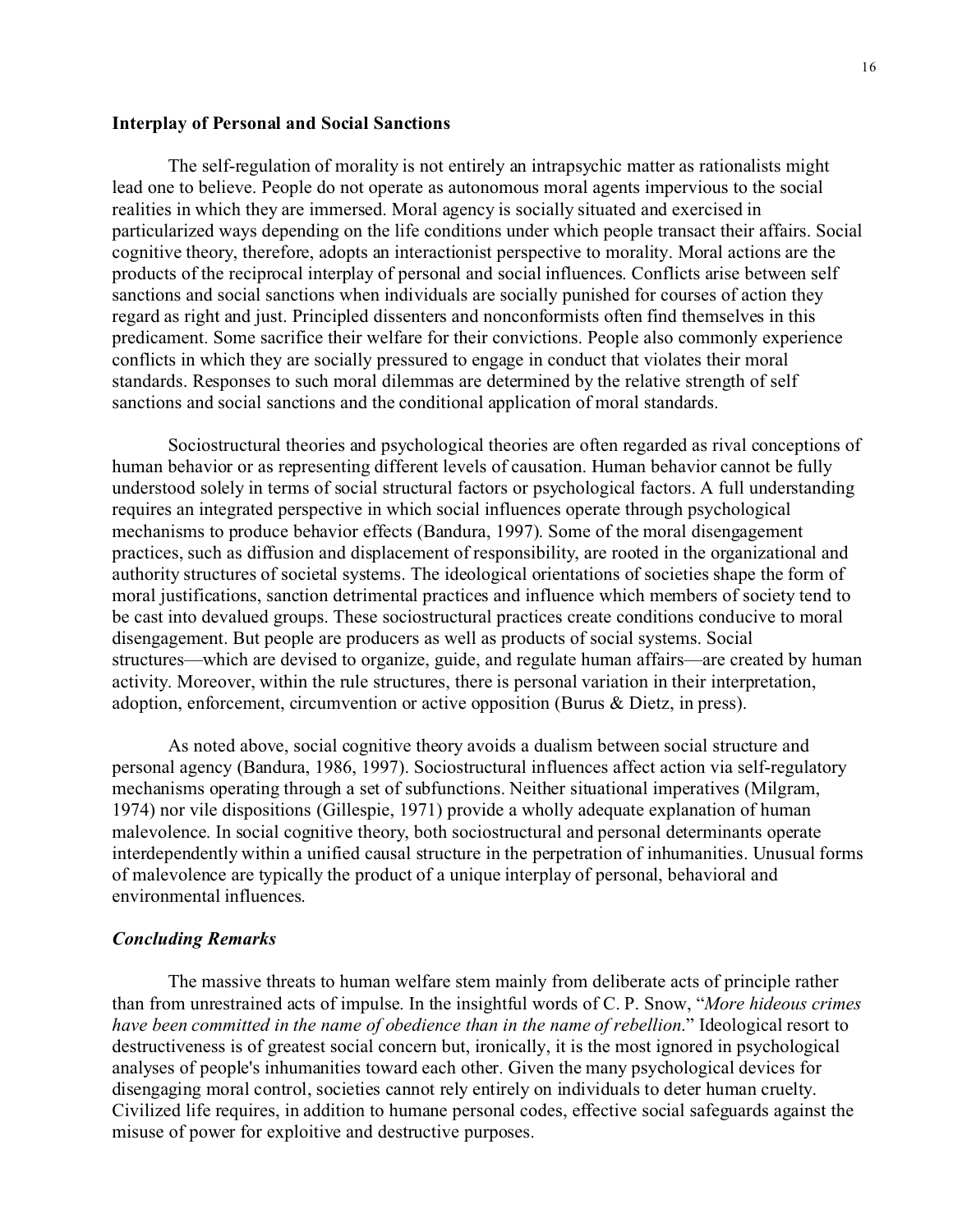**Interplay of Personal and Social Sanctions**

The self-regulation of morality is not entirely an intrapsychic matter as rationalists might lead one to believe. People do not operate as autonomous moral agents impervious to the social realities in which they are immersed. Moral agency is socially situated and exercised in particularized ways depending on the life conditions under which people transact their affairs. Social cognitive theory, therefore, adopts an interactionist perspective to morality. Moral actions are the products of the reciprocal interplay of personal and social influences. Conflicts arise between self sanctions and social sanctions when individuals are socially punished for courses of action they regard as right and just. Principled dissenters and nonconformists often find themselves in this predicament. Some sacrifice their welfare for their convictions. People also commonly experience conflicts in which they are socially pressured to engage in conduct that violates their moral standards. Responses to such moral dilemmas are determined by the relative strength of self sanctions and social sanctions and the conditional application of moral standards.

Sociostructural theories and psychological theories are often regarded as rival conceptions of human behavior or as representing different levels of causation. Human behavior cannot be fully understood solely in terms of social structural factors or psychological factors. A full understanding requires an integrated perspective in which social influences operate through psychological mechanisms to produce behavior effects (Bandura, 1997). Some of the moral disengagement practices, such as diffusion and displacement of responsibility, are rooted in the organizational and authority structures of societal systems. The ideological orientations of societies shape the form of moral justifications, sanction detrimental practices and influence which members of society tend to be cast into devalued groups. These sociostructural practices create conditions conducive to moral disengagement. But people are producers as well as products of social systems. Social structures—which are devised to organize, guide, and regulate human affairs—are created by human activity. Moreover, within the rule structures, there is personal variation in their interpretation, adoption, enforcement, circumvention or active opposition (Burus & Dietz, in press).

As noted above, social cognitive theory avoids a dualism between social structure and personal agency (Bandura, 1986, 1997). Sociostructural influences affect action via self-regulatory mechanisms operating through a set of subfunctions. Neither situational imperatives (Milgram, 1974) nor vile dispositions (Gillespie, 1971) provide a wholly adequate explanation of human malevolence. In social cognitive theory, both sociostructural and personal determinants operate interdependently within a unified causal structure in the perpetration of inhumanities. Unusual forms of malevolence are typically the product of a unique interplay of personal, behavioral and environmental influences.

***Concluding Remarks***

The massive threats to human welfare stem mainly from deliberate acts of principle rather than from unrestrained acts of impulse. In the insightful words of C. P. Snow, "*More hideous crimes have been committed in the name of obedience than in the name of rebellion*." Ideological resort to destructiveness is of greatest social concern but, ironically, it is the most ignored in psychological analyses of people's inhumanities toward each other. Given the many psychological devices for disengaging moral control, societies cannot rely entirely on individuals to deter human cruelty. Civilized life requires, in addition to humane personal codes, effective social safeguards against the misuse of power for exploitive and destructive purposes.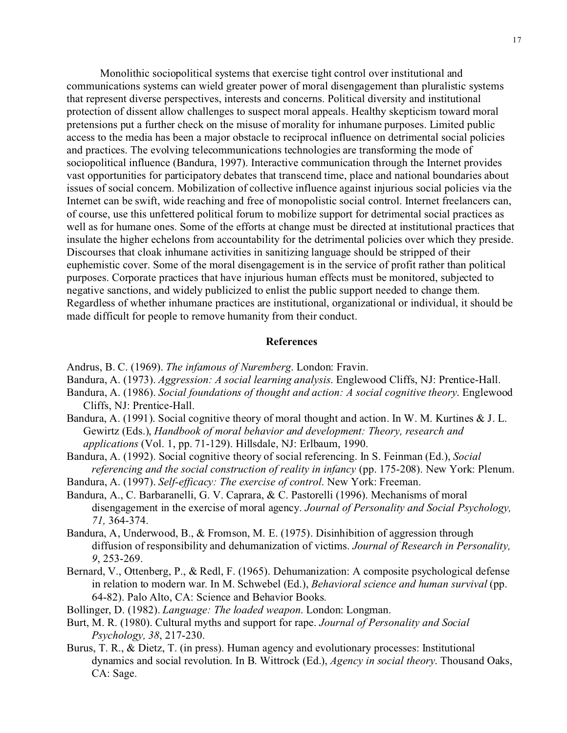Monolithic sociopolitical systems that exercise tight control over institutional and communications systems can wield greater power of moral disengagement than pluralistic systems that represent diverse perspectives, interests and concerns. Political diversity and institutional protection of dissent allow challenges to suspect moral appeals. Healthy skepticism toward moral pretensions put a further check on the misuse of morality for inhumane purposes. Limited public access to the media has been a major obstacle to reciprocal influence on detrimental social policies and practices. The evolving telecommunications technologies are transforming the mode of sociopolitical influence (Bandura, 1997). Interactive communication through the Internet provides vast opportunities for participatory debates that transcend time, place and national boundaries about issues of social concern. Mobilization of collective influence against injurious social policies via the Internet can be swift, wide reaching and free of monopolistic social control. Internet freelancers can, of course, use this unfettered political forum to mobilize support for detrimental social practices as well as for humane ones. Some of the efforts at change must be directed at institutional practices that insulate the higher echelons from accountability for the detrimental policies over which they preside. Discourses that cloak inhumane activities in sanitizing language should be stripped of their euphemistic cover. Some of the moral disengagement is in the service of profit rather than political purposes. Corporate practices that have injurious human effects must be monitored, subjected to negative sanctions, and widely publicized to enlist the public support needed to change them. Regardless of whether inhumane practices are institutional, organizational or individual, it should be made difficult for people to remove humanity from their conduct.

## References

Andrus, B. C. (1969). *The infamous of Nuremberg*. London: Fravin.

Bandura, A. (1973). *Aggression: A social learning analysis*. Englewood Cliffs, NJ: Prentice-Hall.

Bandura, A. (1986). *Social foundations of thought and action: A social cognitive theory*. Englewood Cliffs, NJ: Prentice-Hall.

Bandura, A. (1991). Social cognitive theory of moral thought and action. In W. M. Kurtines & J. L. Gewirtz (Eds.), *Handbook of moral behavior and development: Theory, research and applications* (Vol. 1, pp. 71-129). Hillsdale, NJ: Erlbaum, 1990.

Bandura, A. (1992). Social cognitive theory of social referencing. In S. Feinman (Ed.), *Social referencing and the social construction of reality in infancy* (pp. 175-208). New York: Plenum.

Bandura, A. (1997). *Self-efficacy: The exercise of control*. New York: Freeman.

Bandura, A., C. Barbaranelli, G. V. Caprara, & C. Pastorelli (1996). Mechanisms of moral disengagement in the exercise of moral agency. *Journal of Personality and Social Psychology, 71,* 364-374.

Bandura, A, Underwood, B., & Fromson, M. E. (1975). Disinhibition of aggression through diffusion of responsibility and dehumanization of victims. *Journal of Research in Personality, 9*, 253-269.

Bernard, V., Ottenberg, P., & Redl, F. (1965). Dehumanization: A composite psychological defense in relation to modern war. In M. Schwebel (Ed.), *Behavioral science and human survival* (pp. 64-82). Palo Alto, CA: Science and Behavior Books.

Bollinger, D. (1982). *Language: The loaded weapon*. London: Longman.

Burt, M. R. (1980). Cultural myths and support for rape. *Journal of Personality and Social Psychology, 38*, 217-230.

Burus, T. R., & Dietz, T. (in press). Human agency and evolutionary processes: Institutional dynamics and social revolution. In B. Wittrock (Ed.), *Agency in social theory*. Thousand Oaks, CA: Sage.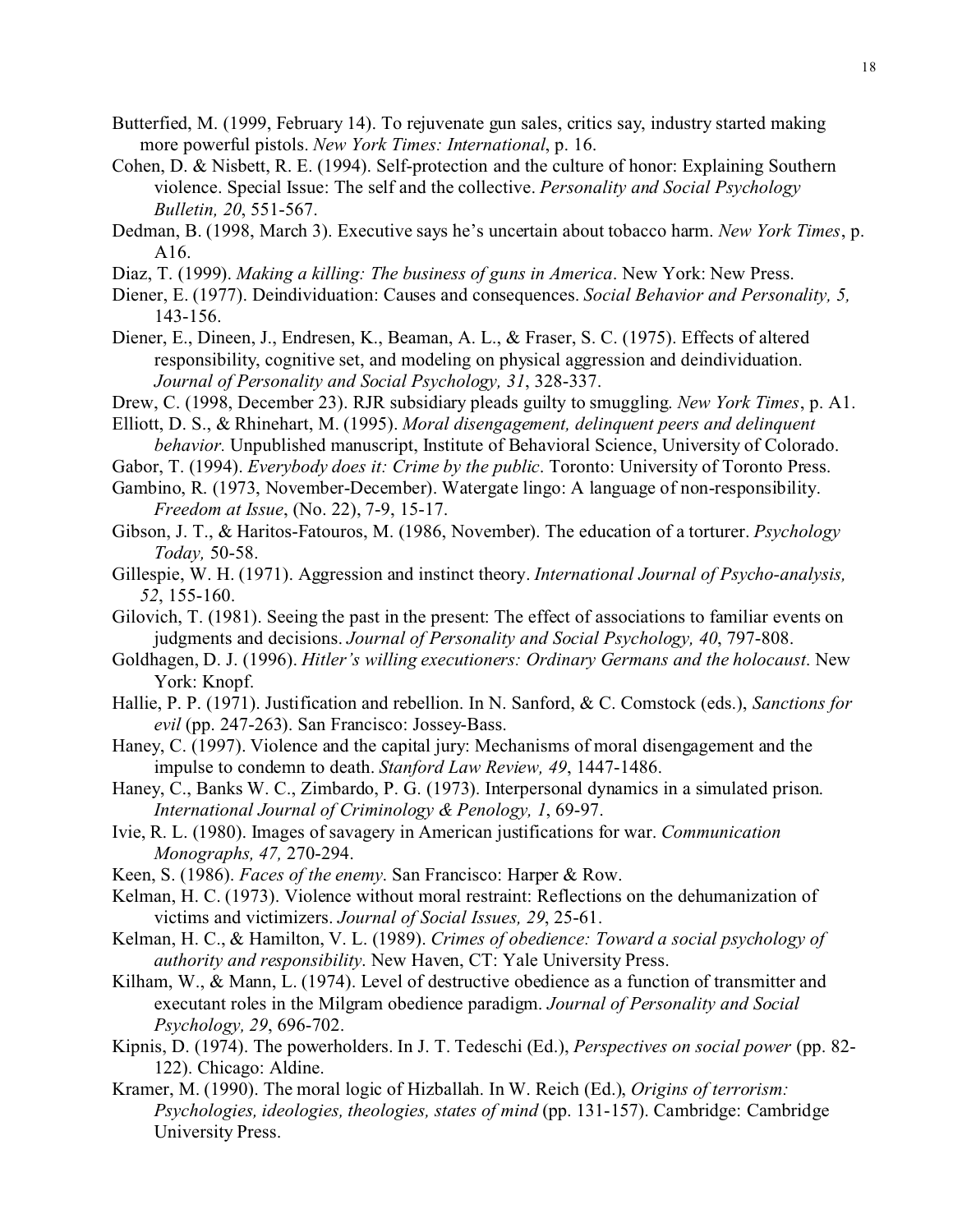Butterfied, M. (1999, February 14). To rejuvenate gun sales, critics say, industry started making more powerful pistols. *New York Times: International*, p. 16.

Cohen, D. & Nisbett, R. E. (1994). Self-protection and the culture of honor: Explaining Southern violence. Special Issue: The self and the collective. *Personality and Social Psychology Bulletin, 20*, 551-567.

Dedman, B. (1998, March 3). Executive says he's uncertain about tobacco harm. *New York Times*, p. A16.

Diaz, T. (1999). *Making a killing: The business of guns in America*. New York: New Press.

Diener, E. (1977). Deindividuation: Causes and consequences. *Social Behavior and Personality, 5,* 143-156.

Diener, E., Dineen, J., Endresen, K., Beaman, A. L., & Fraser, S. C. (1975). Effects of altered responsibility, cognitive set, and modeling on physical aggression and deindividuation. *Journal of Personality and Social Psychology, 31*, 328-337.

Drew, C. (1998, December 23). RJR subsidiary pleads guilty to smuggling. *New York Times*, p. A1.

Elliott, D. S., & Rhinehart, M. (1995). *Moral disengagement, delinquent peers and delinquent behavior.* Unpublished manuscript, Institute of Behavioral Science, University of Colorado.

Gabor, T. (1994). *Everybody does it: Crime by the public*. Toronto: University of Toronto Press.

Gambino, R. (1973, November-December). Watergate lingo: A language of non-responsibility. *Freedom at Issue*, (No. 22), 7-9, 15-17.

Gibson, J. T., & Haritos-Fatouros, M. (1986, November). The education of a torturer. *Psychology Today,* 50-58.

Gillespie, W. H. (1971). Aggression and instinct theory. *International Journal of Psycho-analysis, 52*, 155-160.

Gilovich, T. (1981). Seeing the past in the present: The effect of associations to familiar events on judgments and decisions. *Journal of Personality and Social Psychology, 40*, 797-808.

Goldhagen, D. J. (1996). *Hitler's willing executioners: Ordinary Germans and the holocaust*. New York: Knopf.

Hallie, P. P. (1971). Justification and rebellion. In N. Sanford, & C. Comstock (eds.), *Sanctions for evil* (pp. 247-263). San Francisco: Jossey-Bass.

Haney, C. (1997). Violence and the capital jury: Mechanisms of moral disengagement and the impulse to condemn to death. *Stanford Law Review, 49*, 1447-1486.

Haney, C., Banks W. C., Zimbardo, P. G. (1973). Interpersonal dynamics in a simulated prison. *International Journal of Criminology & Penology, 1*, 69-97.

Ivie, R. L. (1980). Images of savagery in American justifications for war. *Communication Monographs, 47,* 270-294.

Keen, S. (1986). *Faces of the enemy*. San Francisco: Harper & Row.

Kelman, H. C. (1973). Violence without moral restraint: Reflections on the dehumanization of victims and victimizers. *Journal of Social Issues, 29*, 25-61.

Kelman, H. C., & Hamilton, V. L. (1989). *Crimes of obedience: Toward a social psychology of authority and responsibility*. New Haven, CT: Yale University Press.

Kilham, W., & Mann, L. (1974). Level of destructive obedience as a function of transmitter and executant roles in the Milgram obedience paradigm. *Journal of Personality and Social Psychology, 29*, 696-702.

Kipnis, D. (1974). The powerholders. In J. T. Tedeschi (Ed.), *Perspectives on social power* (pp. 82-122). Chicago: Aldine.

Kramer, M. (1990). The moral logic of Hizballah. In W. Reich (Ed.), *Origins of terrorism: Psychologies, ideologies, theologies, states of mind* (pp. 131-157). Cambridge: Cambridge University Press.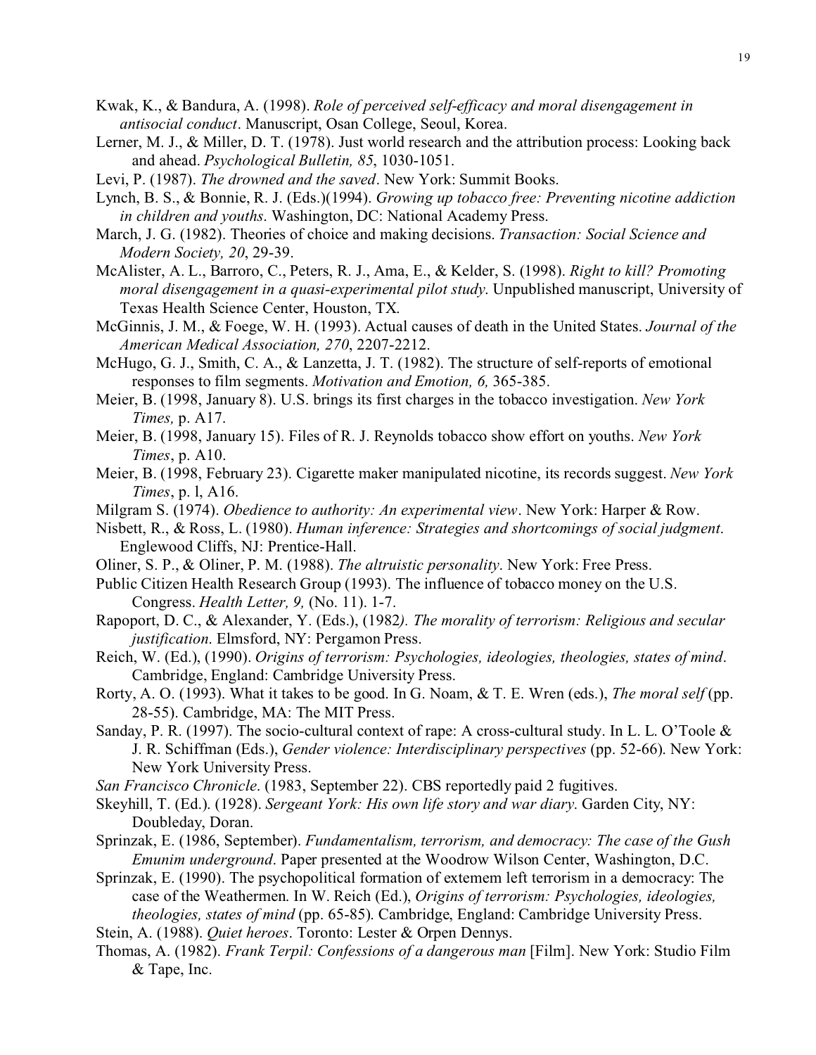Kwak, K., & Bandura, A. (1998). *Role of perceived self-efficacy and moral disengagement in antisocial conduct*. Manuscript, Osan College, Seoul, Korea.

Lerner, M. J., & Miller, D. T. (1978). Just world research and the attribution process: Looking back and ahead. *Psychological Bulletin, 85*, 1030-1051.

Levi, P. (1987). *The drowned and the saved*. New York: Summit Books.

Lynch, B. S., & Bonnie, R. J. (Eds.)(1994). *Growing up tobacco free: Preventing nicotine addiction in children and youths*. Washington, DC: National Academy Press.

March, J. G. (1982). Theories of choice and making decisions. *Transaction: Social Science and Modern Society, 20*, 29-39.

McAlister, A. L., Barroro, C., Peters, R. J., Ama, E., & Kelder, S. (1998). *Right to kill? Promoting moral disengagement in a quasi-experimental pilot study*. Unpublished manuscript, University of Texas Health Science Center, Houston, TX.

McGinnis, J. M., & Foege, W. H. (1993). Actual causes of death in the United States. *Journal of the American Medical Association, 270*, 2207-2212.

McHugo, G. J., Smith, C. A., & Lanzetta, J. T. (1982). The structure of self-reports of emotional responses to film segments. *Motivation and Emotion, 6,* 365-385.

Meier, B. (1998, January 8). U.S. brings its first charges in the tobacco investigation. *New York Times,* p. A17.

Meier, B. (1998, January 15). Files of R. J. Reynolds tobacco show effort on youths. *New York Times*, p. A10.

Meier, B. (1998, February 23). Cigarette maker manipulated nicotine, its records suggest. *New York Times*, p. l, A16.

Milgram S. (1974). *Obedience to authority: An experimental view*. New York: Harper & Row.

Nisbett, R., & Ross, L. (1980). *Human inference: Strategies and shortcomings of social judgment*. Englewood Cliffs, NJ: Prentice-Hall.

Oliner, S. P., & Oliner, P. M. (1988). *The altruistic personality*. New York: Free Press.

Public Citizen Health Research Group (1993). The influence of tobacco money on the U.S. Congress. *Health Letter, 9,* (No. 11). 1-7.

Rapoport, D. C., & Alexander, Y. (Eds.), (1982*). The morality of terrorism: Religious and secular justification*. Elmsford, NY: Pergamon Press.

Reich, W. (Ed.), (1990). *Origins of terrorism: Psychologies, ideologies, theologies, states of mind*. Cambridge, England: Cambridge University Press.

Rorty, A. O. (1993). What it takes to be good. In G. Noam, & T. E. Wren (eds.), *The moral self* (pp. 28-55). Cambridge, MA: The MIT Press.

Sanday, P. R. (1997). The socio-cultural context of rape: A cross-cultural study. In L. L. O'Toole & J. R. Schiffman (Eds.), *Gender violence: Interdisciplinary perspectives* (pp. 52-66). New York: New York University Press.

*San Francisco Chronicle*. (1983, September 22). CBS reportedly paid 2 fugitives.

Skeyhill, T. (Ed.). (1928). *Sergeant York: His own life story and war diary*. Garden City, NY: Doubleday, Doran.

Sprinzak, E. (1986, September). *Fundamentalism, terrorism, and democracy: The case of the Gush Emunim underground*. Paper presented at the Woodrow Wilson Center, Washington, D.C.

Sprinzak, E. (1990). The psychopolitical formation of extemem left terrorism in a democracy: The case of the Weathermen. In W. Reich (Ed.), *Origins of terrorism: Psychologies, ideologies, theologies, states of mind* (pp. 65-85). Cambridge, England: Cambridge University Press.

Stein, A. (1988). *Quiet heroes*. Toronto: Lester & Orpen Dennys.

Thomas, A. (1982). *Frank Terpil: Confessions of a dangerous man* [Film]. New York: Studio Film & Tape, Inc.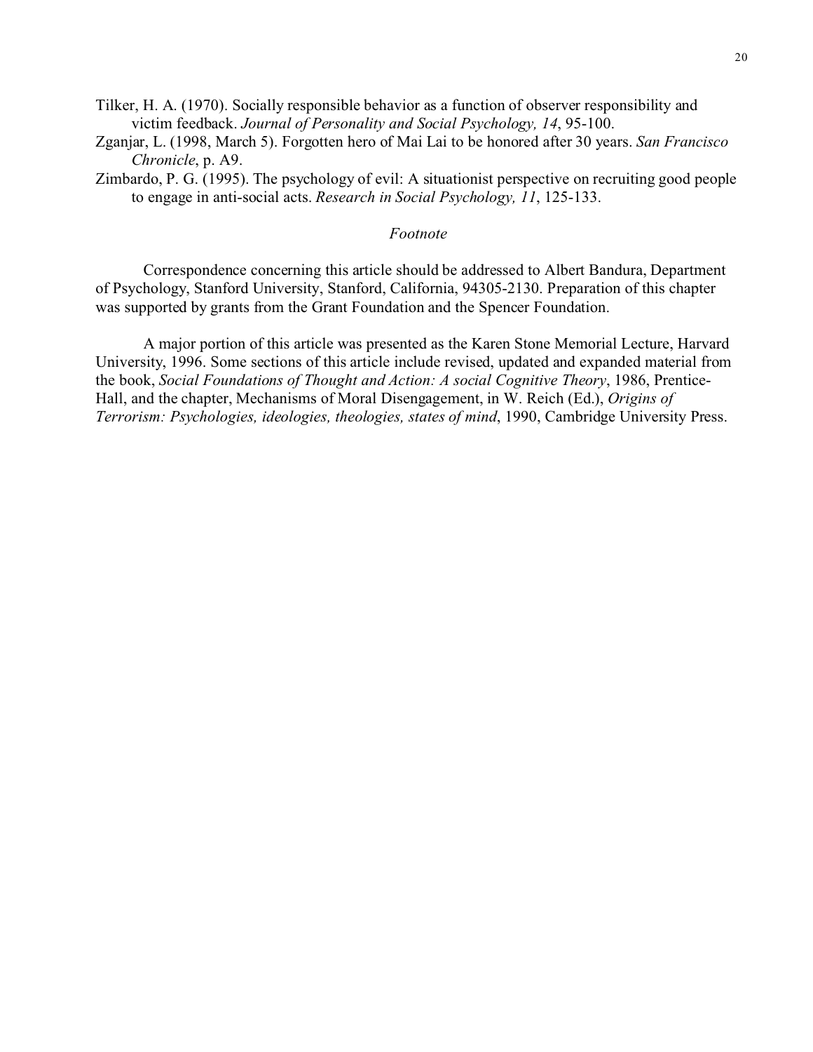Tilker, H. A. (1970). Socially responsible behavior as a function of observer responsibility and victim feedback. *Journal of Personality and Social Psychology, 14*, 95-100.

Zganjar, L. (1998, March 5). Forgotten hero of Mai Lai to be honored after 30 years. *San Francisco Chronicle*, p. A9.

Zimbardo, P. G. (1995). The psychology of evil: A situationist perspective on recruiting good people to engage in anti-social acts. *Research in Social Psychology, 11*, 125-133.

*Footnote*

Correspondence concerning this article should be addressed to Albert Bandura, Department of Psychology, Stanford University, Stanford, California, 94305-2130. Preparation of this chapter was supported by grants from the Grant Foundation and the Spencer Foundation.

A major portion of this article was presented as the Karen Stone Memorial Lecture, Harvard University, 1996. Some sections of this article include revised, updated and expanded material from the book, *Social Foundations of Thought and Action: A social Cognitive Theory*, 1986, Prentice-Hall, and the chapter, Mechanisms of Moral Disengagement, in W. Reich (Ed.), *Origins of Terrorism: Psychologies, ideologies, theologies, states of mind*, 1990, Cambridge University Press.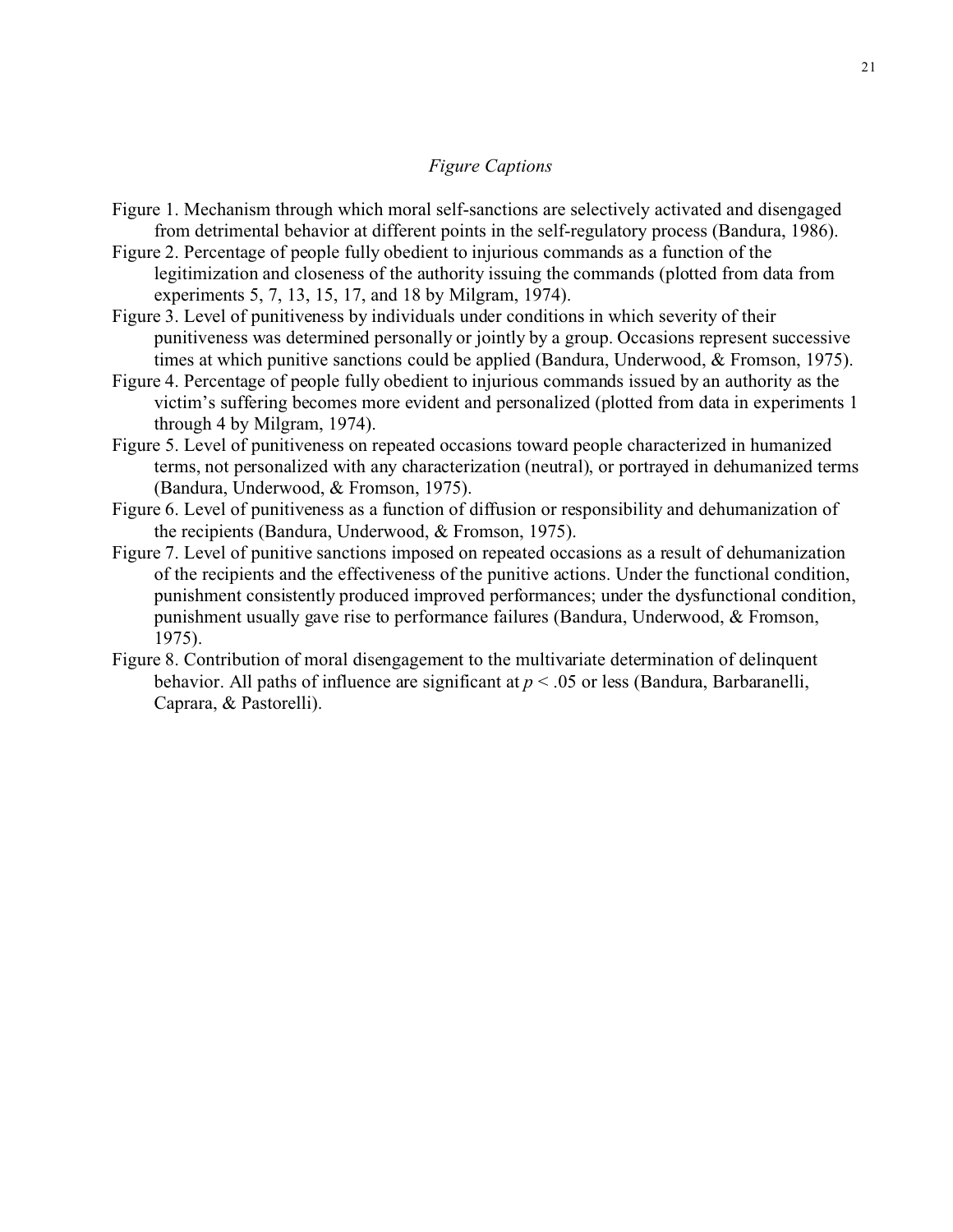*Figure Captions*

Figure 1. Mechanism through which moral self-sanctions are selectively activated and disengaged from detrimental behavior at different points in the self-regulatory process (Bandura, 1986).

Figure 2. Percentage of people fully obedient to injurious commands as a function of the legitimization and closeness of the authority issuing the commands (plotted from data from experiments 5, 7, 13, 15, 17, and 18 by Milgram, 1974).

Figure 3. Level of punitiveness by individuals under conditions in which severity of their punitiveness was determined personally or jointly by a group. Occasions represent successive times at which punitive sanctions could be applied (Bandura, Underwood, & Fromson, 1975).

Figure 4. Percentage of people fully obedient to injurious commands issued by an authority as the victim's suffering becomes more evident and personalized (plotted from data in experiments 1 through 4 by Milgram, 1974).

Figure 5. Level of punitiveness on repeated occasions toward people characterized in humanized terms, not personalized with any characterization (neutral), or portrayed in dehumanized terms (Bandura, Underwood, & Fromson, 1975).

Figure 6. Level of punitiveness as a function of diffusion or responsibility and dehumanization of the recipients (Bandura, Underwood, & Fromson, 1975).

Figure 7. Level of punitive sanctions imposed on repeated occasions as a result of dehumanization of the recipients and the effectiveness of the punitive actions. Under the functional condition, punishment consistently produced improved performances; under the dysfunctional condition, punishment usually gave rise to performance failures (Bandura, Underwood, & Fromson, 1975).

Figure 8. Contribution of moral disengagement to the multivariate determination of delinquent behavior. All paths of influence are significant at $p < .05$ or less (Bandura, Barbaranelli, Caprara, & Pastorelli).